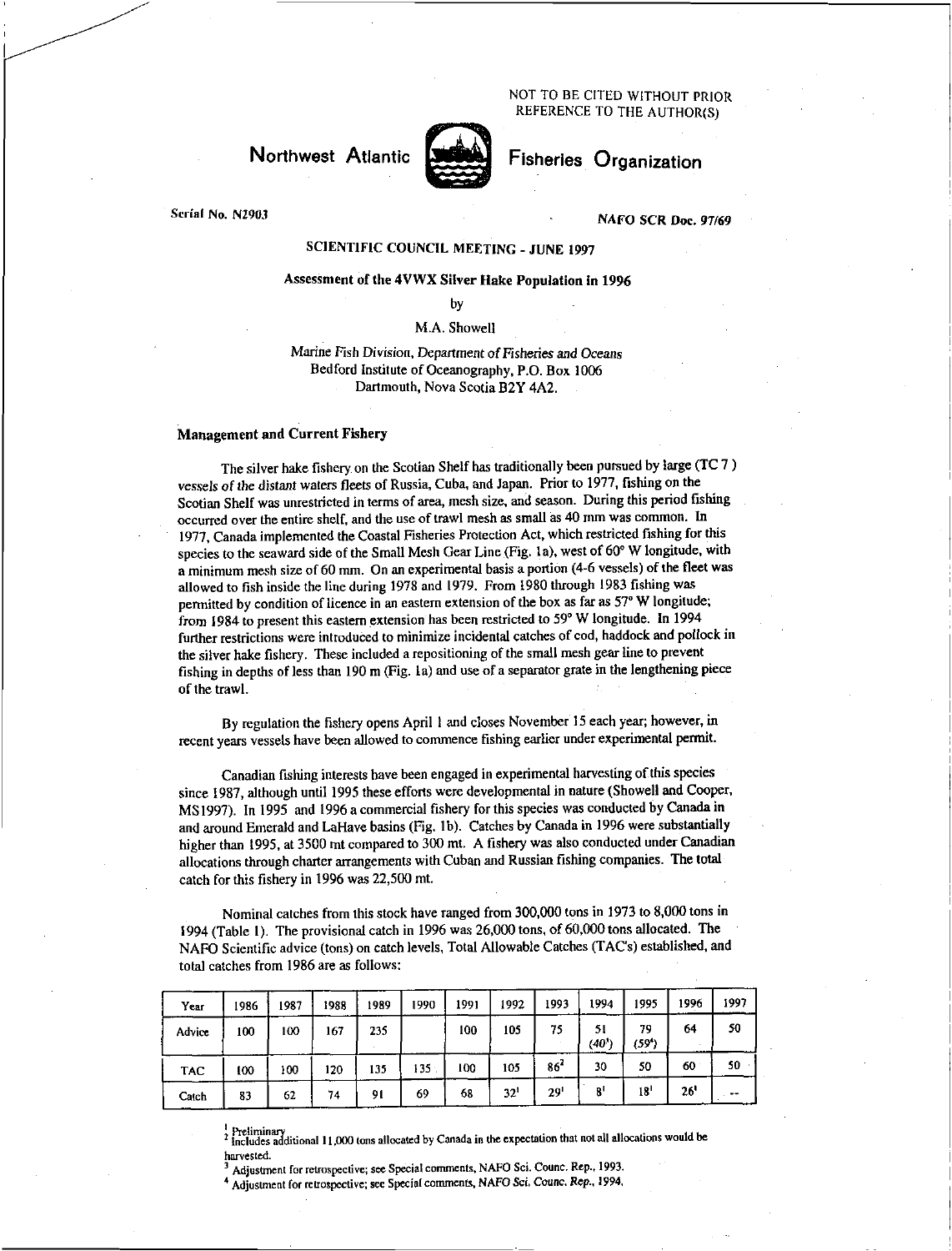NOT TO BE CITED WITHOUT PRIOR REFERENCE TO THE AUTHOR(S)

# Northwest Atlantic Fisheries Organization

Serial No. N2903 NAFO SCR Doc. 97/69

## SCIENTIFIC COUNCIL MEETING - JUNE 1997

## Assessment of the 4VWX Silver Hake Population in 1996

by

M.A. Showell

Marine Fish Division, Department of Fisheries and Oceans
Bedford Institute of Oceanography, P.O. Box 1006
Dartmouth, Nova Scotia B2Y 4A2.

### Management and Current Fishery

The silver hake fishery on the Scotian Shelf has traditionally been pursued by large (TC 7) vessels of the distant waters fleets of Russia, Cuba, and Japan. Prior to 1977, fishing on the Scotian Shelf was unrestricted in terms of area, mesh size, and season. During this period fishing occurred over the entire shelf, and the use of trawl mesh as small as 40 mm was common. In 1977, Canada implemented the Coastal Fisheries Protection Act, which restricted fishing for this species to the seaward side of the Small Mesh Gear Line (Fig. 1a), west of 60° W longitude, with a minimum mesh size of 60 mm. On an experimental basis a portion (4-6 vessels) of the fleet was allowed to fish inside the line during 1978 and 1979. From 1980 through 1983 fishing was permitted by condition of licence in an eastern extension of the box as far as 57° W longitude; from 1984 to present this eastern extension has been restricted to 59° W longitude. In 1994 further restrictions were introduced to minimize incidental catches of cod, haddock and pollock in the silver hake fishery. These included a repositioning of the small mesh gear line to prevent fishing in depths of less than 190 m (Fig. 1a) and use of a separator grate in the lengthening piece of the trawl.

By regulation the fishery opens April 1 and closes November 15 each year; however, in recent years vessels have been allowed to commence fishing earlier under experimental permit.

Canadian fishing interests have been engaged in experimental harvesting of this species since 1987, although until 1995 these efforts were developmental in nature (Showell and Cooper, MS1997). In 1995 and 1996 a commercial fishery for this species was conducted by Canada in and around Emerald and LaHave basins (Fig. 1b). Catches by Canada in 1996 were substantially higher than 1995, at 3500 mt compared to 300 mt. A fishery was also conducted under Canadian allocations through charter arrangements with Cuban and Russian fishing companies. The total catch for this fishery in 1996 was 22,500 mt.

Nominal catches from this stock have ranged from 300,000 tons in 1973 to 8,000 tons in 1994 (Table 1). The provisional catch in 1996 was 26,000 tons, of 60,000 tons allocated. The NAFO Scientific advice (tons) on catch levels, Total Allowable Catches (TAC's) established, and total catches from 1986 are as follows:

| Year | 1986 | 1987 | 1988 | 1989 | 1990 | 1991 | 1992 | 1993 | 1994 | 1995 | 1996 | 1997 |
|---|---|---|---|---|---|---|---|---|---|---|---|---|
| Advice | 100 | 100 | 167 | 235 | | 100 | 105 | 75 | 51 (40[3]) | 79 (59[4]) | 64 | 50 |
| TAC | 100 | 100 | 120 | 135 | 135 | 100 | 105 | 86[2] | 30 | 50 | 60 | 50 |
| Catch | 83 | 62 | 74 | 91 | 69 | 68 | 32[1] | 29[1] | 8[1] | 18[1] | 26[1] | -- |

[1] Preliminary
[2] Includes additional 11,000 tons allocated by Canada in the expectation that not all allocations would be harvested.
[3] Adjustment for retrospective; see Special comments, NAFO Sci. Counc. Rep., 1993.
[4] Adjustment for retrospective; see Special comments, NAFO Sci. Counc. Rep., 1994.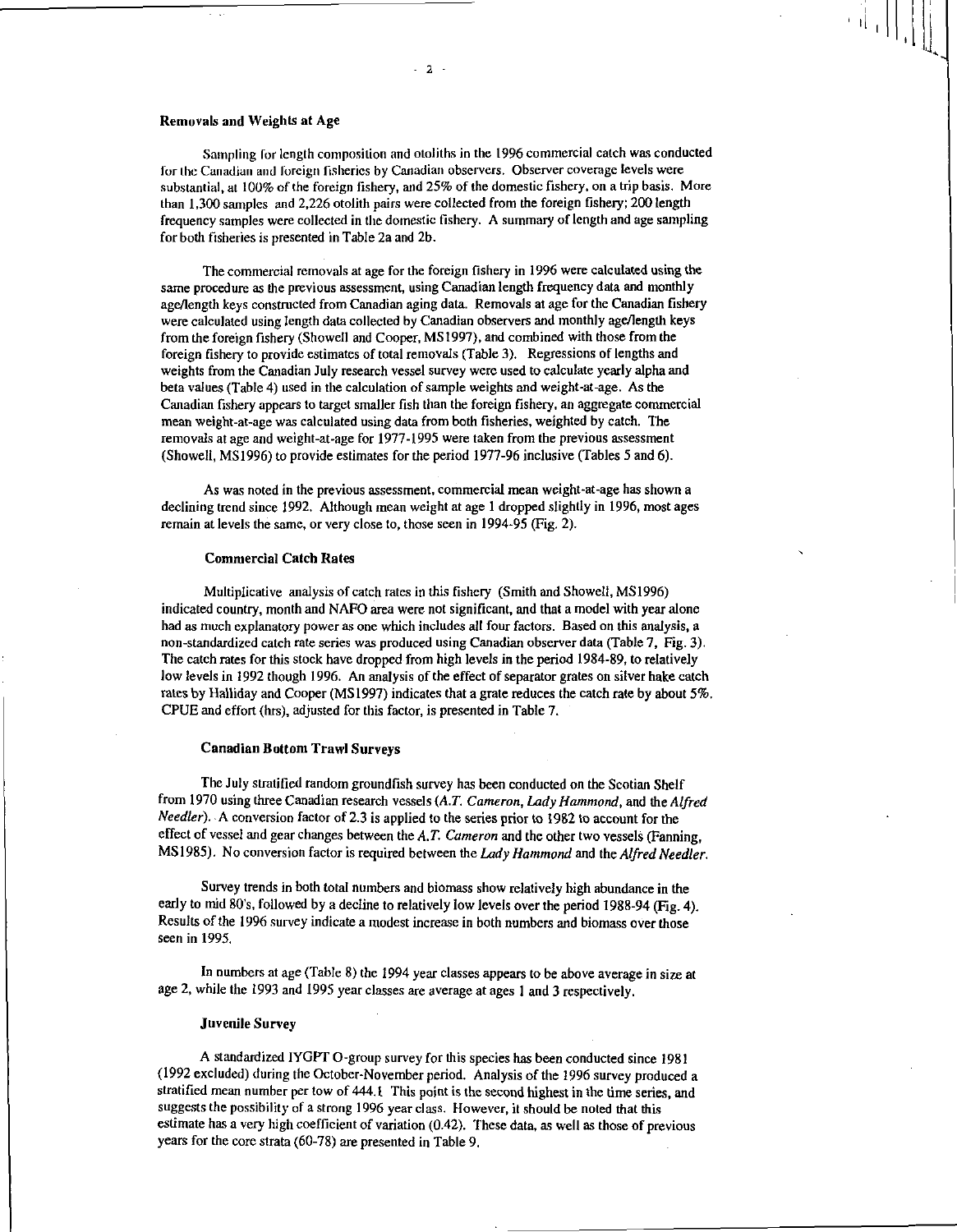### Removals and Weights at Age

Sampling for length composition and otoliths in the 1996 commercial catch was conducted for the Canadian and foreign fisheries by Canadian observers. Observer coverage levels were substantial, at 100% of the foreign fishery, and 25% of the domestic fishery, on a trip basis. More than 1,300 samples and 2,226 otolith pairs were collected from the foreign fishery; 200 length frequency samples were collected in the domestic fishery. A summary of length and age sampling for both fisheries is presented in Table 2a and 2b.

The commercial removals at age for the foreign fishery in 1996 were calculated using the same procedure as the previous assessment, using Canadian length frequency data and monthly age/length keys constructed from Canadian aging data. Removals at age for the Canadian fishery were calculated using length data collected by Canadian observers and monthly age/length keys from the foreign fishery (Showell and Cooper, MS1997), and combined with those from the foreign fishery to provide estimates of total removals (Table 3). Regressions of lengths and weights from the Canadian July research vessel survey were used to calculate yearly alpha and beta values (Table 4) used in the calculation of sample weights and weight-at-age. As the Canadian fishery appears to target smaller fish than the foreign fishery, an aggregate commercial mean weight-at-age was calculated using data from both fisheries, weighted by catch. The removals at age and weight-at-age for 1977-1995 were taken from the previous assessment (Showell, MS1996) to provide estimates for the period 1977-96 inclusive (Tables 5 and 6).

As was noted in the previous assessment, commercial mean weight-at-age has shown a declining trend since 1992. Although mean weight at age 1 dropped slightly in 1996, most ages remain at levels the same, or very close to, those seen in 1994-95 (Fig. 2).

### Commercial Catch Rates

Multiplicative analysis of catch rates in this fishery (Smith and Showell, MS1996) indicated country, month and NAFO area were not significant, and that a model with year alone had as much explanatory power as one which includes all four factors. Based on this analysis, a non-standardized catch rate series was produced using Canadian observer data (Table 7, Fig. 3). The catch rates for this stock have dropped from high levels in the period 1984-89, to relatively low levels in 1992 though 1996. An analysis of the effect of separator grates on silver hake catch rates by Halliday and Cooper (MS1997) indicates that a grate reduces the catch rate by about 5%. CPUE and effort (hrs), adjusted for this factor, is presented in Table 7.

### Canadian Bottom Trawl Surveys

The July stratified random groundfish survey has been conducted on the Scotian Shelf from 1970 using three Canadian research vessels (*A.T. Cameron*, *Lady Hammond*, and the *Alfred Needler*). A conversion factor of 2.3 is applied to the series prior to 1982 to account for the effect of vessel and gear changes between the *A.T. Cameron* and the other two vessels (Fanning, MS1985). No conversion factor is required between the *Lady Hammond* and the *Alfred Needler*.

Survey trends in both total numbers and biomass show relatively high abundance in the early to mid 80's, followed by a decline to relatively low levels over the period 1988-94 (Fig. 4). Results of the 1996 survey indicate a modest increase in both numbers and biomass over those seen in 1995.

In numbers at age (Table 8) the 1994 year classes appears to be above average in size at age 2, while the 1993 and 1995 year classes are average at ages 1 and 3 respectively.

### Juvenile Survey

A standardized IYGPT O-group survey for this species has been conducted since 1981 (1992 excluded) during the October-November period. Analysis of the 1996 survey produced a stratified mean number per tow of 444.1 This point is the second highest in the time series, and suggests the possibility of a strong 1996 year class. However, it should be noted that this estimate has a very high coefficient of variation (0.42). These data, as well as those of previous years for the core strata (60-78) are presented in Table 9.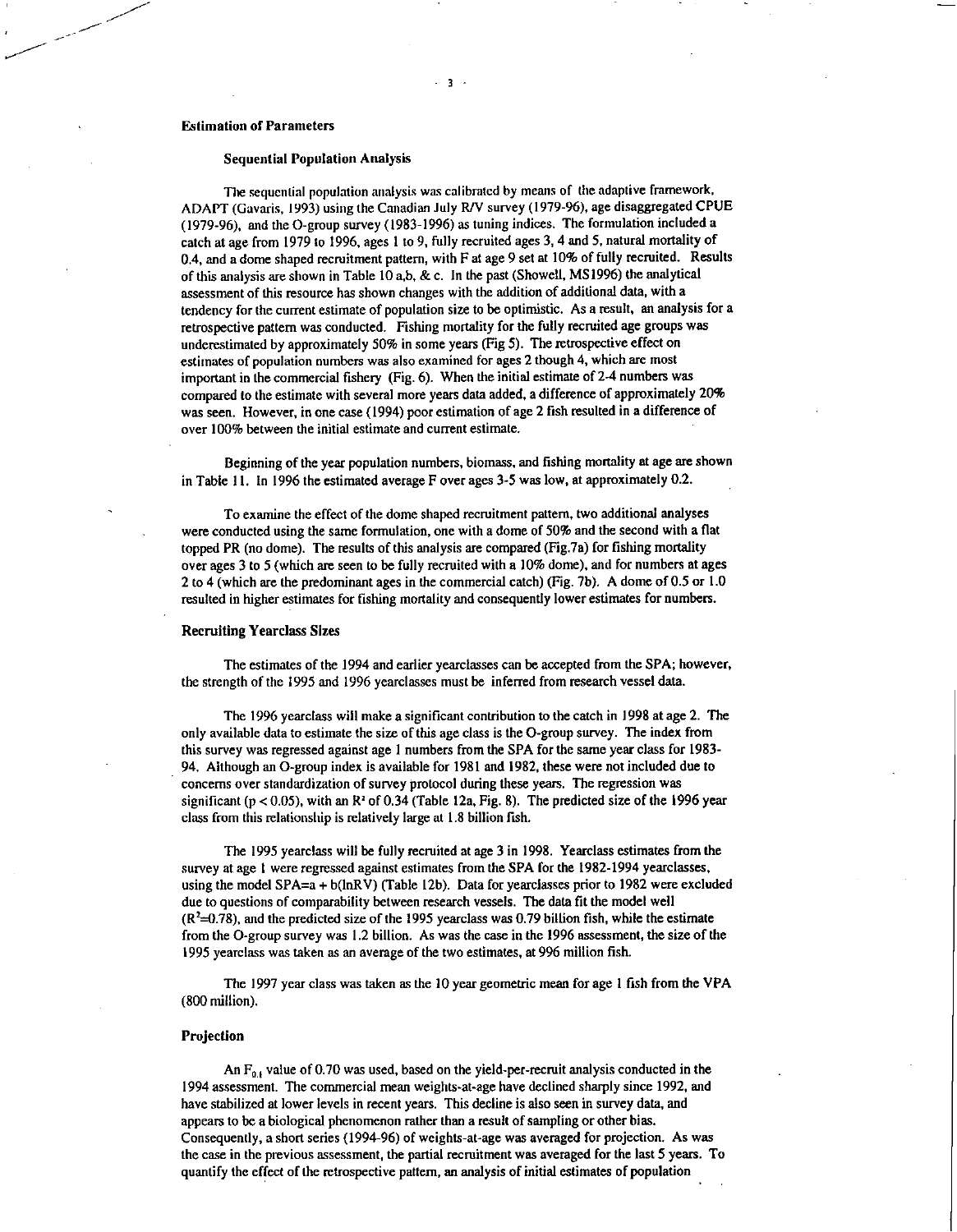## Estimation of Parameters

### Sequential Population Analysis

The sequential population analysis was calibrated by means of the adaptive framework, ADAPT (Gavaris, 1993) using the Canadian July R/V survey (1979-96), age disaggregated CPUE (1979-96), and the O-group survey (1983-1996) as tuning indices. The formulation included a catch at age from 1979 to 1996, ages 1 to 9, fully recruited ages 3, 4 and 5, natural mortality of 0.4, and a dome shaped recruitment pattern, with F at age 9 set at 10% of fully recruited. Results of this analysis are shown in Table 10 a,b, & c. In the past (Showell, MS1996) the analytical assessment of this resource has shown changes with the addition of additional data, with a tendency for the current estimate of population size to be optimistic. As a result, an analysis for a retrospective pattern was conducted. Fishing mortality for the fully recruited age groups was underestimated by approximately 50% in some years (Fig 5). The retrospective effect on estimates of population numbers was also examined for ages 2 though 4, which are most important in the commercial fishery (Fig. 6). When the initial estimate of 2-4 numbers was compared to the estimate with several more years data added, a difference of approximately 20% was seen. However, in one case (1994) poor estimation of age 2 fish resulted in a difference of over 100% between the initial estimate and current estimate.

Beginning of the year population numbers, biomass, and fishing mortality at age are shown in Table 11. In 1996 the estimated average F over ages 3-5 was low, at approximately 0.2.

To examine the effect of the dome shaped recruitment pattern, two additional analyses were conducted using the same formulation, one with a dome of 50% and the second with a flat topped PR (no dome). The results of this analysis are compared (Fig.7a) for fishing mortality over ages 3 to 5 (which are seen to be fully recruited with a 10% dome), and for numbers at ages 2 to 4 (which are the predominant ages in the commercial catch) (Fig. 7b). A dome of 0.5 or 1.0 resulted in higher estimates for fishing mortality and consequently lower estimates for numbers.

## Recruiting Yearclass Sizes

The estimates of the 1994 and earlier yearclasses can be accepted from the SPA; however, the strength of the 1995 and 1996 yearclasses must be inferred from research vessel data.

The 1996 yearclass will make a significant contribution to the catch in 1998 at age 2. The only available data to estimate the size of this age class is the O-group survey. The index from this survey was regressed against age 1 numbers from the SPA for the same year class for 1983-94. Although an O-group index is available for 1981 and 1982, these were not included due to concerns over standardization of survey protocol during these years. The regression was significant ($p < 0.05$), with an $R^2$ of 0.34 (Table 12a, Fig. 8). The predicted size of the 1996 year class from this relationship is relatively large at 1.8 billion fish.

The 1995 yearclass will be fully recruited at age 3 in 1998. Yearclass estimates from the survey at age 1 were regressed against estimates from the SPA for the 1982-1994 yearclasses, using the model SPA=a + b(lnRV) (Table 12b). Data for yearclasses prior to 1982 were excluded due to questions of comparability between research vessels. The data fit the model well ($R^2$=0.78), and the predicted size of the 1995 yearclass was 0.79 billion fish, while the estimate from the O-group survey was 1.2 billion. As was the case in the 1996 assessment, the size of the 1995 yearclass was taken as an average of the two estimates, at 996 million fish.

The 1997 year class was taken as the 10 year geometric mean for age 1 fish from the VPA (800 million).

## Projection

An $F_{0.1}$ value of 0.70 was used, based on the yield-per-recruit analysis conducted in the 1994 assessment. The commercial mean weights-at-age have declined sharply since 1992, and have stabilized at lower levels in recent years. This decline is also seen in survey data, and appears to be a biological phenomenon rather than a result of sampling or other bias. Consequently, a short series (1994-96) of weights-at-age was averaged for projection. As was the case in the previous assessment, the partial recruitment was averaged for the last 5 years. To quantify the effect of the retrospective pattern, an analysis of initial estimates of population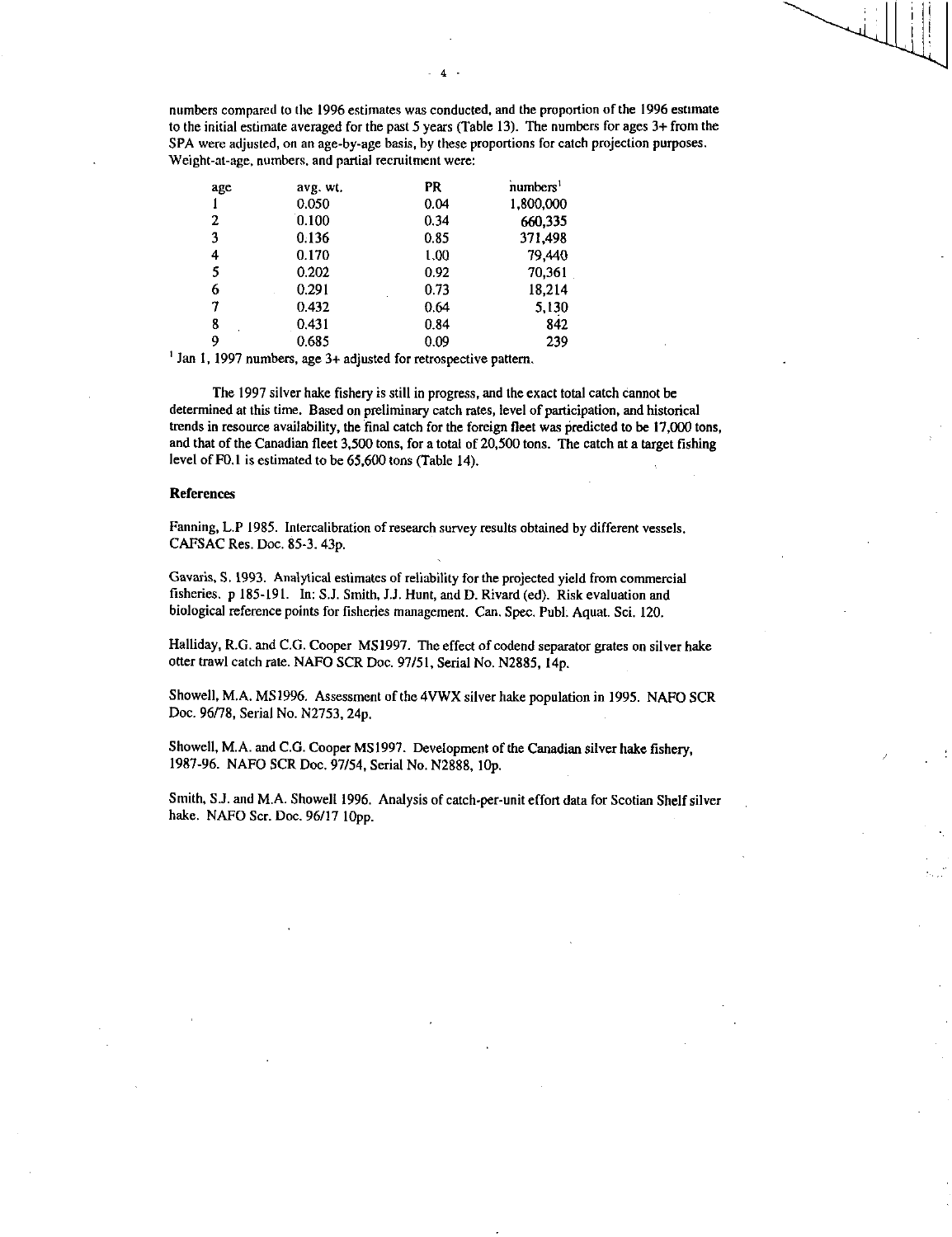numbers compared to the 1996 estimates was conducted, and the proportion of the 1996 estimate to the initial estimate averaged for the past 5 years (Table 13). The numbers for ages 3+ from the SPA were adjusted, on an age-by-age basis, by these proportions for catch projection purposes. Weight-at-age, numbers, and partial recruitment were:

| age | avg. wt. | PR | numbers[1] |
|---|---|---|---|
| 1 | 0.050 | 0.04 | 1,800,000 |
| 2 | 0.100 | 0.34 | 660,335 |
| 3 | 0.136 | 0.85 | 371,498 |
| 4 | 0.170 | 1.00 | 79,440 |
| 5 | 0.202 | 0.92 | 70,361 |
| 6 | 0.291 | 0.73 | 18,214 |
| 7 | 0.432 | 0.64 | 5,130 |
| 8 | 0.431 | 0.84 | 842 |
| 9 | 0.685 | 0.09 | 239 |

[1] Jan 1, 1997 numbers, age 3+ adjusted for retrospective pattern.

The 1997 silver hake fishery is still in progress, and the exact total catch cannot be determined at this time. Based on preliminary catch rates, level of participation, and historical trends in resource availability, the final catch for the foreign fleet was predicted to be 17,000 tons, and that of the Canadian fleet 3,500 tons, for a total of 20,500 tons. The catch at a target fishing level of $F_{0.1}$ is estimated to be 65,600 tons (Table 14).

### References

Fanning, L.P 1985. Intercalibration of research survey results obtained by different vessels. CAFSAC Res. Doc. 85-3. 43p.

Gavaris, S. 1993. Analytical estimates of reliability for the projected yield from commercial fisheries. p 185-191. In: S.J. Smith, J.J. Hunt, and D. Rivard (ed). Risk evaluation and biological reference points for fisheries management. Can. Spec. Publ. Aquat. Sci. 120.

Halliday, R.G. and C.G. Cooper MS1997. The effect of codend separator grates on silver hake otter trawl catch rate. NAFO SCR Doc. 97/51, Serial No. N2885, 14p.

Showell, M.A. MS1996. Assessment of the 4VWX silver hake population in 1995. NAFO SCR Doc. 96/78, Serial No. N2753, 24p.

Showell, M.A. and C.G. Cooper MS1997. Development of the Canadian silver hake fishery, 1987-96. NAFO SCR Doc. 97/54, Serial No. N2888, 10p.

Smith, S.J. and M.A. Showell 1996. Analysis of catch-per-unit effort data for Scotian Shelf silver hake. NAFO Scr. Doc. 96/17 10pp.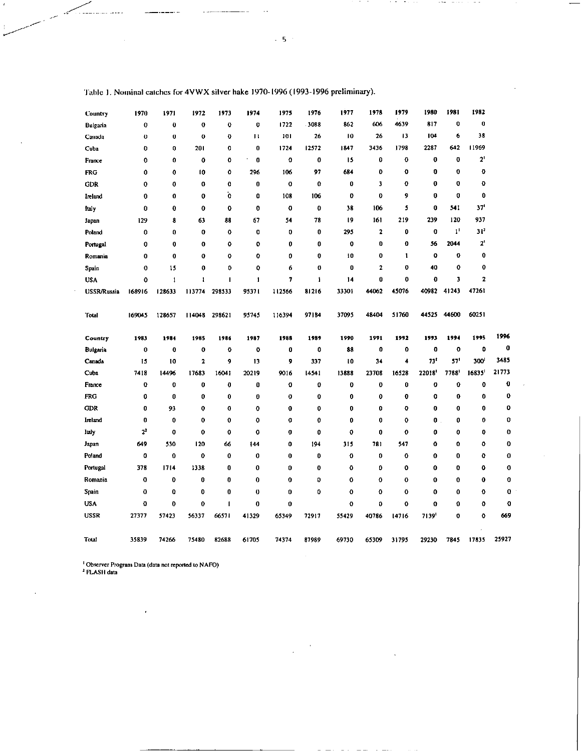Table 1. Nominal catches for 4VWX silver hake 1970-1996 (1993-1996 preliminary).

| Country | 1970 | 1971 | 1972 | 1973 | 1974 | 1975 | 1976 | 1977 | 1978 | 1979 | 1980 | 1981 | 1982 |
|---|---|---|---|---|---|---|---|---|---|---|---|---|---|
| Bulgaria | 0 | 0 | 0 | 0 | 0 | 1722 | 3088 | 862 | 606 | 4639 | 817 | 0 | 0 |
| Canada | 0 | 0 | 0 | 0 | 11 | 101 | 26 | 10 | 26 | 13 | 104 | 6 | 38 |
| Cuba | 0 | 0 | 201 | 0 | 0 | 1724 | 12572 | 1847 | 3436 | 1798 | 2287 | 642 | 11969 |
| France | 0 | 0 | 0 | 0 | 0 | 0 | 0 | 15 | 0 | 0 | 0 | 0 | 2[1] |
| FRG | 0 | 0 | 10 | 0 | 296 | 106 | 97 | 684 | 0 | 0 | 0 | 0 | 0 |
| GDR | 0 | 0 | 0 | 0 | 0 | 0 | 0 | 0 | 3 | 0 | 0 | 0 | 0 |
| Ireland | 0 | 0 | 0 | 0 | 0 | 108 | 106 | 0 | 0 | 9 | 0 | 0 | 0 |
| Italy | 0 | 0 | 0 | 0 | 0 | 0 | 0 | 38 | 106 | 5 | 0 | 541 | 37[1] |
| Japan | 129 | 8 | 63 | 88 | 67 | 54 | 78 | 19 | 161 | 219 | 239 | 120 | 937 |
| Poland | 0 | 0 | 0 | 0 | 0 | 0 | 0 | 295 | 2 | 0 | 0 | 1[1] | 31[2] |
| Portugal | 0 | 0 | 0 | 0 | 0 | 0 | 0 | 0 | 0 | 0 | 56 | 2044 | 2[1] |
| Romania | 0 | 0 | 0 | 0 | 0 | 0 | 0 | 10 | 0 | 1 | 0 | 0 | 0 |
| Spain | 0 | 15 | 0 | 0 | 0 | 6 | 0 | 0 | 2 | 0 | 40 | 0 | 0 |
| USA | 0 | 1 | 1 | 1 | 1 | 7 | 1 | 14 | 0 | 0 | 0 | 3 | 2 |
| USSR/Russia | 168916 | 128633 | 113774 | 298533 | 95371 | 112566 | 81216 | 33301 | 44062 | 45076 | 40982 | 41243 | 47261 |
| Total | 169045 | 128657 | 114048 | 298621 | 95745 | 116394 | 97184 | 37095 | 48404 | 51760 | 44525 | 44600 | 60251 |

| Country | 1983 | 1984 | 1985 | 1986 | 1987 | 1988 | 1989 | 1990 | 1991 | 1992 | 1993 | 1994 | 1995 | 1996 |
|---|---|---|---|---|---|---|---|---|---|---|---|---|---|---|
| Bulgaria | 0 | 0 | 0 | 0 | 0 | 0 | 0 | 88 | 0 | 0 | 0 | 0 | 0 | 0 |
| Canada | 15 | 10 | 2 | 9 | 13 | 9 | 337 | 10 | 34 | 4 | 73[1] | 57[1] | 300[1] | 3485 |
| Cuba | 7418 | 14496 | 17683 | 16041 | 20219 | 9016 | 14541 | 13888 | 23708 | 16528 | 22018[1] | 7788[1] | 16835[1] | 21773 |
| France | 0 | 0 | 0 | 0 | 0 | 0 | 0 | 0 | 0 | 0 | 0 | 0 | 0 | 0 |
| FRG | 0 | 0 | 0 | 0 | 0 | 0 | 0 | 0 | 0 | 0 | 0 | 0 | 0 | 0 |
| GDR | 0 | 93 | 0 | 0 | 0 | 0 | 0 | 0 | 0 | 0 | 0 | 0 | 0 | 0 |
| Ireland | 0 | 0 | 0 | 0 | 0 | 0 | 0 | 0 | 0 | 0 | 0 | 0 | 0 | 0 |
| Italy | 2[2] | 0 | 0 | 0 | 0 | 0 | 0 | 0 | 0 | 0 | 0 | 0 | 0 | 0 |
| Japan | 649 | 530 | 120 | 66 | 144 | 0 | 194 | 315 | 781 | 547 | 0 | 0 | 0 | 0 |
| Poland | 0 | 0 | 0 | 0 | 0 | 0 | 0 | 0 | 0 | 0 | 0 | 0 | 0 | 0 |
| Portugal | 378 | 1714 | 1338 | 0 | 0 | 0 | 0 | 0 | 0 | 0 | 0 | 0 | 0 | 0 |
| Romania | 0 | 0 | 0 | 0 | 0 | 0 | 0 | 0 | 0 | 0 | 0 | 0 | 0 | 0 |
| Spain | 0 | 0 | 0 | 0 | 0 | 0 | 0 | 0 | 0 | 0 | 0 | 0 | 0 | 0 |
| USA | 0 | 0 | 0 | 1 | 0 | 0 | | 0 | 0 | 0 | 0 | 0 | 0 | 0 |
| USSR | 27377 | 57423 | 56337 | 66571 | 41329 | 65349 | 72917 | 55429 | 40786 | 14716 | 7139[1] | 0 | 0 | 669 |
| Total | 35839 | 74266 | 75480 | 82688 | 61705 | 74374 | 87989 | 69730 | 65309 | 31795 | 29230 | 7845 | 17835 | 25927 |

[1] Observer Program Data (data not reported to NAFO)
[2] FLASH data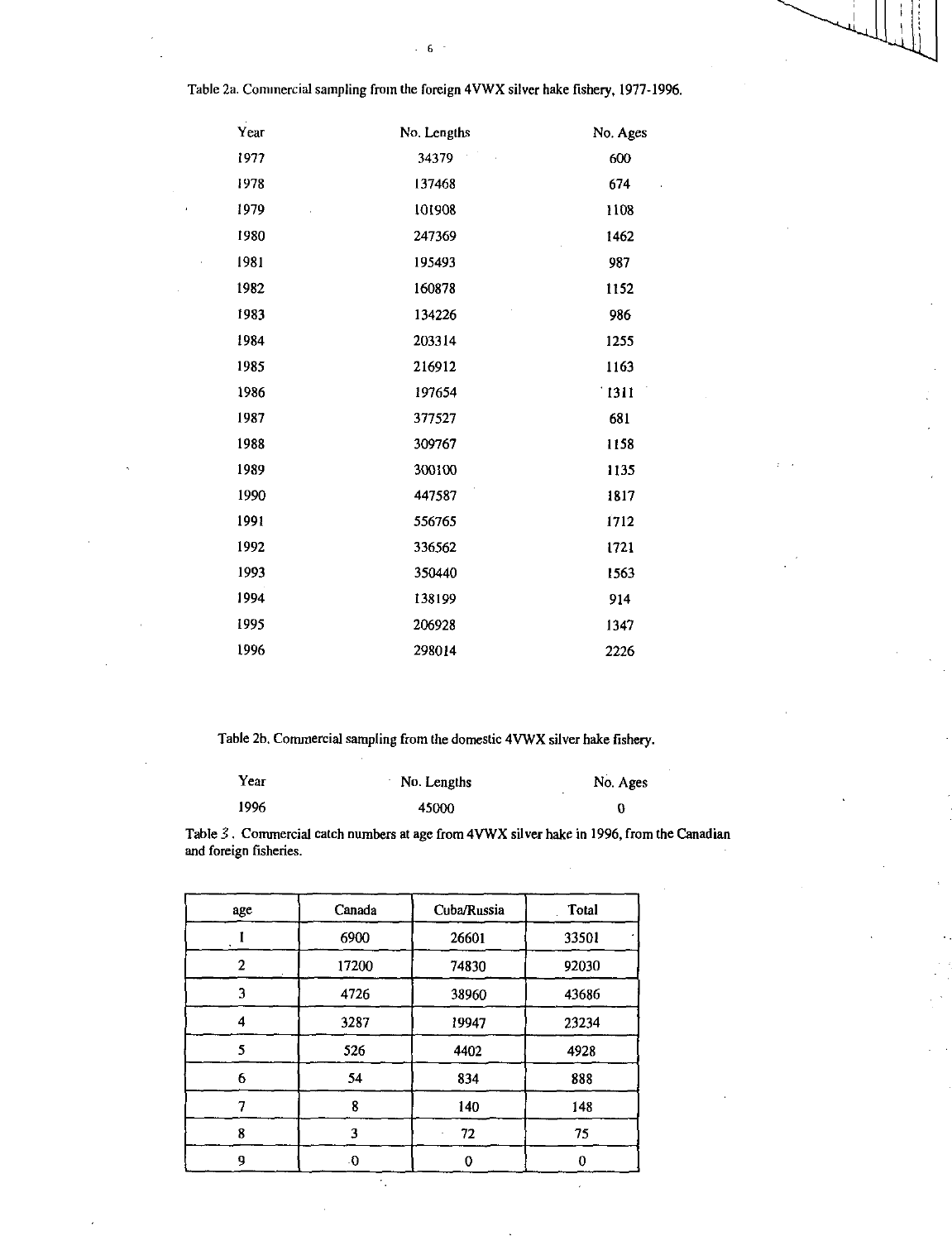Table 2a. Commercial sampling from the foreign 4VWX silver hake fishery, 1977-1996.

| Year | No. Lengths | No. Ages |
|---|---|---|
| 1977 | 34379 | 600 |
| 1978 | 137468 | 674 |
| 1979 | 101908 | 1108 |
| 1980 | 247369 | 1462 |
| 1981 | 195493 | 987 |
| 1982 | 160878 | 1152 |
| 1983 | 134226 | 986 |
| 1984 | 203314 | 1255 |
| 1985 | 216912 | 1163 |
| 1986 | 197654 | 1311 |
| 1987 | 377527 | 681 |
| 1988 | 309767 | 1158 |
| 1989 | 300100 | 1135 |
| 1990 | 447587 | 1817 |
| 1991 | 556765 | 1712 |
| 1992 | 336562 | 1721 |
| 1993 | 350440 | 1563 |
| 1994 | 138199 | 914 |
| 1995 | 206928 | 1347 |
| 1996 | 298014 | 2226 |

Table 2b. Commercial sampling from the domestic 4VWX silver hake fishery.

| Year | No. Lengths | No. Ages |
|---|---|---|
| 1996 | 45000 | 0 |

Table 3. Commercial catch numbers at age from 4VWX silver hake in 1996, from the Canadian and foreign fisheries.

| age | Canada | Cuba/Russia | Total |
|---|---|---|---|
| 1 | 6900 | 26601 | 33501 |
| 2 | 17200 | 74830 | 92030 |
| 3 | 4726 | 38960 | 43686 |
| 4 | 3287 | 19947 | 23234 |
| 5 | 526 | 4402 | 4928 |
| 6 | 54 | 834 | 888 |
| 7 | 8 | 140 | 148 |
| 8 | 3 | 72 | 75 |
| 9 | 0 | 0 | 0 |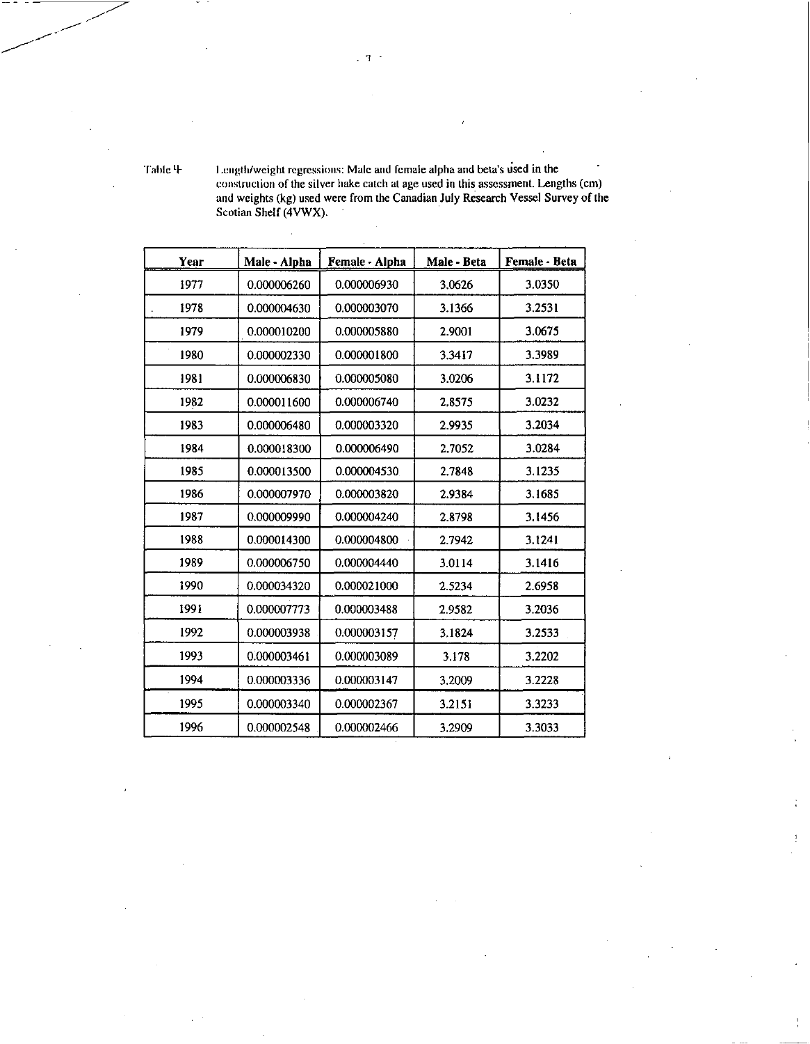Table 4 Length/weight regressions: Male and female alpha and beta's used in the construction of the silver hake catch at age used in this assessment. Lengths (cm) and weights (kg) used were from the Canadian July Research Vessel Survey of the Scotian Shelf (4VWX).

| Year | Male - Alpha | Female - Alpha | Male - Beta | Female - Beta |
|---|---|---|---|---|
| 1977 | 0.000006260 | 0.000006930 | 3.0626 | 3.0350 |
| 1978 | 0.000004630 | 0.000003070 | 3.1366 | 3.2531 |
| 1979 | 0.000010200 | 0.000005880 | 2.9001 | 3.0675 |
| 1980 | 0.000002330 | 0.000001800 | 3.3417 | 3.3989 |
| 1981 | 0.000006830 | 0.000005080 | 3.0206 | 3.1172 |
| 1982 | 0.000011600 | 0.000006740 | 2.8575 | 3.0232 |
| 1983 | 0.000006480 | 0.000003320 | 2.9935 | 3.2034 |
| 1984 | 0.000018300 | 0.000006490 | 2.7052 | 3.0284 |
| 1985 | 0.000013500 | 0.000004530 | 2.7848 | 3.1235 |
| 1986 | 0.000007970 | 0.000003820 | 2.9384 | 3.1685 |
| 1987 | 0.000009990 | 0.000004240 | 2.8798 | 3.1456 |
| 1988 | 0.000014300 | 0.000004800 | 2.7942 | 3.1241 |
| 1989 | 0.000006750 | 0.000004440 | 3.0114 | 3.1416 |
| 1990 | 0.000034320 | 0.000021000 | 2.5234 | 2.6958 |
| 1991 | 0.000007773 | 0.000003488 | 2.9582 | 3.2036 |
| 1992 | 0.000003938 | 0.000003157 | 3.1824 | 3.2533 |
| 1993 | 0.000003461 | 0.000003089 | 3.178 | 3.2202 |
| 1994 | 0.000003336 | 0.000003147 | 3.2009 | 3.2228 |
| 1995 | 0.000003340 | 0.000002367 | 3.2151 | 3.3233 |
| 1996 | 0.000002548 | 0.000002466 | 3.2909 | 3.3033 |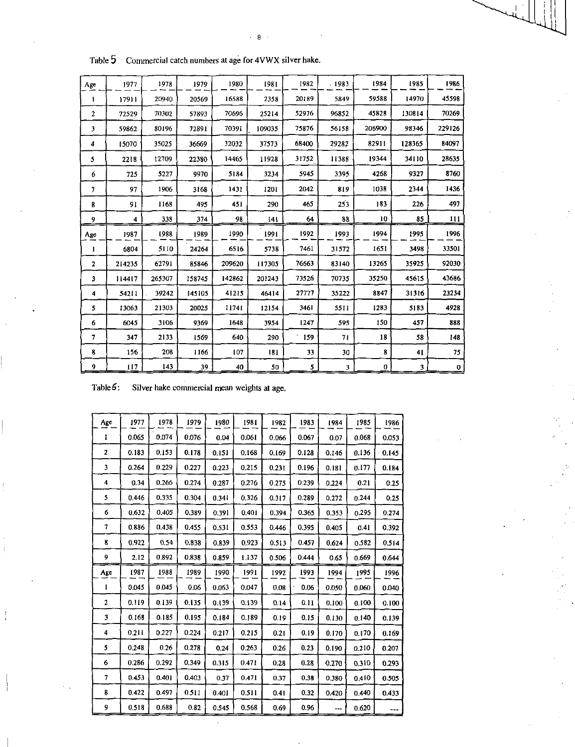Table 5 Commercial catch numbers at age for 4VWX silver hake.

| Age | 1977 | 1978 | 1979 | 1980 | 1981 | 1982 | 1983 | 1984 | 1985 | 1986 |
|---|---|---|---|---|---|---|---|---|---|---|
| 1 | 17911 | 20940 | 20569 | 16588 | 2358 | 20189 | 5849 | 59588 | 14970 | 45598 |
| 2 | 72529 | 70302 | 57893 | 70696 | 25214 | 52976 | 96852 | 45828 | 130814 | 70269 |
| 3 | 59862 | 80196 | 72891 | 70391 | 109035 | 75876 | 56158 | 206900 | 98346 | 229126 |
| 4 | 15070 | 35025 | 36669 | 32032 | 37573 | 68400 | 29282 | 82911 | 128365 | 84097 |
| 5 | 2218 | 12709 | 22380 | 14465 | 11928 | 31752 | 11388 | 19344 | 34110 | 28635 |
| 6 | 725 | 5227 | 9970 | 5184 | 3234 | 5945 | 3395 | 4268 | 9327 | 8760 |
| 7 | 97 | 1906 | 3168 | 1431 | 1201 | 2042 | 819 | 1038 | 2344 | 1436 |
| 8 | 91 | 1168 | 495 | 451 | 290 | 465 | 253 | 183 | 226 | 497 |
| 9 | 4 | 338 | 374 | 98 | 141 | 64 | 88 | 10 | 85 | 111 |
| Age | 1987 | 1988 | 1989 | 1990 | 1991 | 1992 | 1993 | 1994 | 1995 | 1996 |
| 1 | 6804 | 5110 | 24264 | 6516 | 5738 | 7461 | 31572 | 1651 | 3498 | 33501 |
| 2 | 214235 | 62791 | 85846 | 209620 | 117305 | 76663 | 83140 | 13265 | 35925 | 92030 |
| 3 | 114417 | 265307 | 158745 | 142862 | 201243 | 73526 | 70735 | 35250 | 45615 | 43686 |
| 4 | 54211 | 39242 | 145105 | 41215 | 46414 | 27777 | 35222 | 8847 | 31316 | 23234 |
| 5 | 13063 | 21303 | 20025 | 11741 | 12154 | 3461 | 5511 | 1283 | 5183 | 4928 |
| 6 | 6045 | 3106 | 9369 | 1648 | 3954 | 1247 | 595 | 150 | 457 | 888 |
| 7 | 347 | 2133 | 1569 | 640 | 290 | 159 | 71 | 18 | 58 | 148 |
| 8 | 156 | 208 | 1166 | 107 | 181 | 33 | 30 | 8 | 41 | 75 |
| 9 | 117 | 143 | 39 | 40 | 50 | 5 | 3 | 0 | 3 | 0 |

Table 6: Silver hake commercial mean weights at age.

| Age | 1977 | 1978 | 1979 | 1980 | 1981 | 1982 | 1983 | 1984 | 1985 | 1986 |
|---|---|---|---|---|---|---|---|---|---|---|
| 1 | 0.065 | 0.074 | 0.076 | 0.04 | 0.061 | 0.066 | 0.067 | 0.07 | 0.068 | 0.053 |
| 2 | 0.183 | 0.153 | 0.178 | 0.151 | 0.168 | 0.169 | 0.128 | 0.146 | 0.136 | 0.145 |
| 3 | 0.264 | 0.229 | 0.227 | 0.223 | 0.215 | 0.231 | 0.196 | 0.181 | 0.177 | 0.184 |
| 4 | 0.34 | 0.266 | 0.274 | 0.287 | 0.276 | 0.275 | 0.239 | 0.224 | 0.21 | 0.25 |
| 5 | 0.446 | 0.335 | 0.304 | 0.341 | 0.326 | 0.317 | 0.289 | 0.272 | 0.244 | 0.25 |
| 6 | 0.632 | 0.405 | 0.389 | 0.391 | 0.401 | 0.394 | 0.365 | 0.353 | 0.295 | 0.274 |
| 7 | 0.886 | 0.438 | 0.455 | 0.531 | 0.553 | 0.446 | 0.395 | 0.405 | 0.41 | 0.392 |
| 8 | 0.922 | 0.54 | 0.838 | 0.839 | 0.923 | 0.513 | 0.457 | 0.624 | 0.582 | 0.514 |
| 9 | 2.12 | 0.892 | 0.838 | 0.859 | 1.137 | 0.506 | 0.444 | 0.65 | 0.669 | 0.644 |
| Age | 1987 | 1988 | 1989 | 1990 | 1991 | 1992 | 1993 | 1994 | 1995 | 1996 |
| 1 | 0.045 | 0.045 | 0.06 | 0.063 | 0.047 | 0.08 | 0.06 | 0.050 | 0.060 | 0.040 |
| 2 | 0.119 | 0.139 | 0.135 | 0.139 | 0.139 | 0.14 | 0.11 | 0.100 | 0.100 | 0.100 |
| 3 | 0.168 | 0.185 | 0.195 | 0.184 | 0.189 | 0.19 | 0.15 | 0.130 | 0.140 | 0.139 |
| 4 | 0.211 | 0.227 | 0.224 | 0.217 | 0.215 | 0.21 | 0.19 | 0.170 | 0.170 | 0.169 |
| 5 | 0.248 | 0.26 | 0.278 | 0.24 | 0.263 | 0.26 | 0.23 | 0.190 | 0.210 | 0.207 |
| 6 | 0.286 | 0.292 | 0.349 | 0.315 | 0.471 | 0.28 | 0.28 | 0.270 | 0.310 | 0.293 |
| 7 | 0.453 | 0.401 | 0.403 | 0.37 | 0.471 | 0.37 | 0.38 | 0.380 | 0.410 | 0.505 |
| 8 | 0.422 | 0.497 | 0.511 | 0.401 | 0.511 | 0.41 | 0.32 | 0.420 | 0.440 | 0.433 |
| 9 | 0.518 | 0.688 | 0.82 | 0.545 | 0.568 | 0.69 | 0.96 | --- | 0.620 | --- |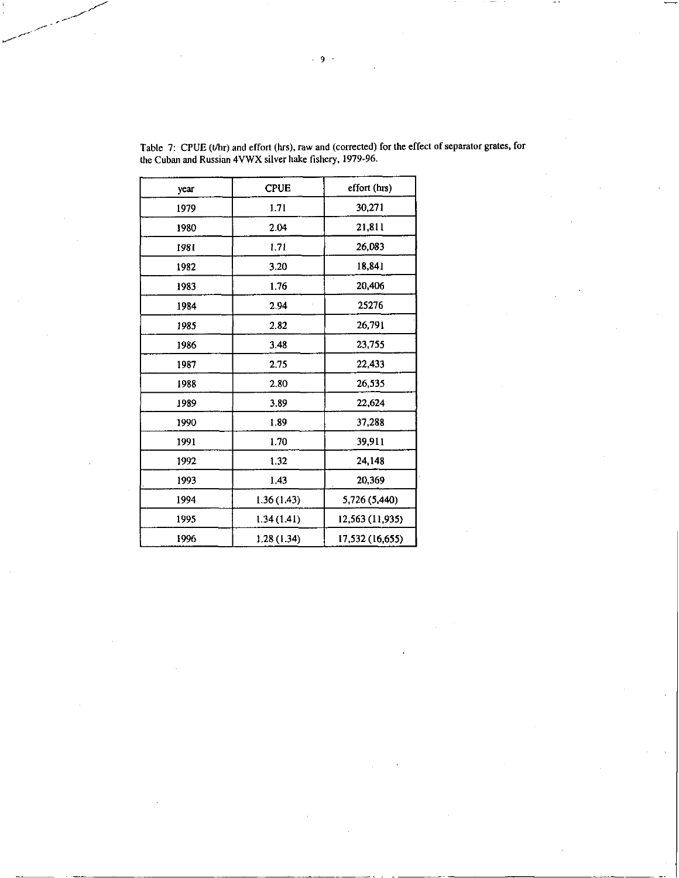Table 7: CPUE (t/hr) and effort (hrs), raw and (corrected) for the effect of separator grates, for the Cuban and Russian 4VWX silver hake fishery, 1979-96.

| year | CPUE | effort (hrs) |
|---|---|---|
| 1979 | 1.71 | 30,271 |
| 1980 | 2.04 | 21,811 |
| 1981 | 1.71 | 26,083 |
| 1982 | 3.20 | 18,841 |
| 1983 | 1.76 | 20,406 |
| 1984 | 2.94 | 25276 |
| 1985 | 2.82 | 26,791 |
| 1986 | 3.48 | 23,755 |
| 1987 | 2.75 | 22,433 |
| 1988 | 2.80 | 26,535 |
| 1989 | 3.89 | 22,624 |
| 1990 | 1.89 | 37,288 |
| 1991 | 1.70 | 39,911 |
| 1992 | 1.32 | 24,148 |
| 1993 | 1.43 | 20,369 |
| 1994 | 1.36 (1.43) | 5,726 (5,440) |
| 1995 | 1.34 (1.41) | 12,563 (11,935) |
| 1996 | 1.28 (1.34) | 17,532 (16,655) |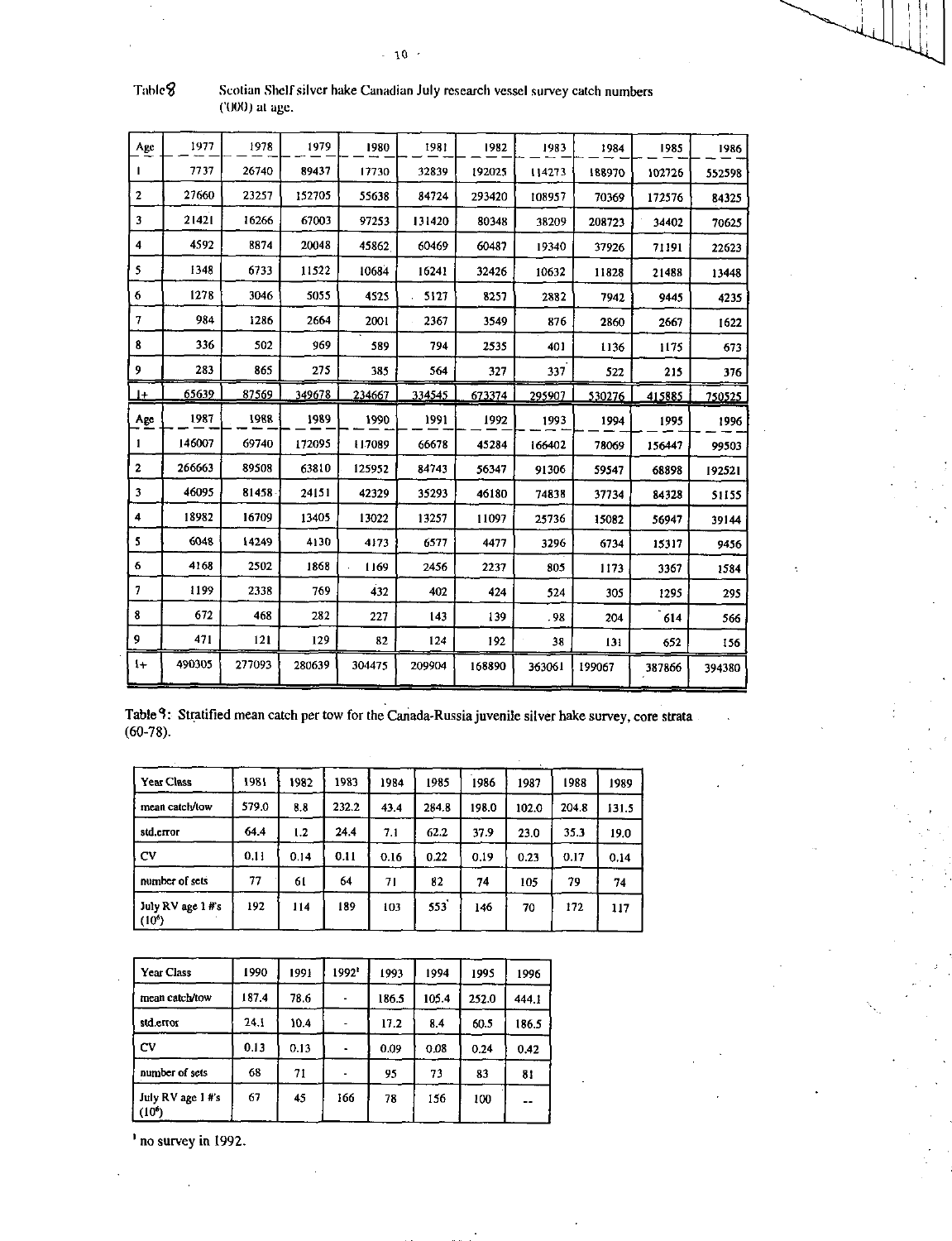Table 8   Scotian Shelf silver hake Canadian July research vessel survey catch numbers ('000) at age.

| Age | 1977 | 1978 | 1979 | 1980 | 1981 | 1982 | 1983 | 1984 | 1985 | 1986 |
|---|---|---|---|---|---|---|---|---|---|---|
| 1 | 7737 | 26740 | 89437 | 17730 | 32839 | 192025 | 114273 | 188970 | 102726 | 552598 |
| 2 | 27660 | 23257 | 152705 | 55638 | 84724 | 293420 | 108957 | 70369 | 172576 | 84325 |
| 3 | 21421 | 16266 | 67003 | 97253 | 131420 | 80348 | 38209 | 208723 | 34402 | 70625 |
| 4 | 4592 | 8874 | 20048 | 45862 | 60469 | 60487 | 19340 | 37926 | 71191 | 22623 |
| 5 | 1348 | 6733 | 11522 | 10684 | 16241 | 32426 | 10632 | 11828 | 21488 | 13448 |
| 6 | 1278 | 3046 | 5055 | 4525 | 5127 | 8257 | 2882 | 7942 | 9445 | 4235 |
| 7 | 984 | 1286 | 2664 | 2001 | 2367 | 3549 | 876 | 2860 | 2667 | 1622 |
| 8 | 336 | 502 | 969 | 589 | 794 | 2535 | 401 | 1136 | 1175 | 673 |
| 9 | 283 | 865 | 275 | 385 | 564 | 327 | 337 | 522 | 215 | 376 |
| 1+ | 65639 | 87569 | 349678 | 234667 | 334545 | 673374 | 295907 | 530276 | 415885 | 750525 |
| **Age** | **1987** | **1988** | **1989** | **1990** | **1991** | **1992** | **1993** | **1994** | **1995** | **1996** |
| 1 | 146007 | 69740 | 172095 | 117089 | 66678 | 45284 | 166402 | 78069 | 156447 | 99503 |
| 2 | 266663 | 89508 | 63810 | 125952 | 84743 | 56347 | 91306 | 59547 | 68898 | 192521 |
| 3 | 46095 | 81458 | 24151 | 42329 | 35293 | 46180 | 74838 | 37734 | 84328 | 51155 |
| 4 | 18982 | 16709 | 13405 | 13022 | 13257 | 11097 | 25736 | 15082 | 56947 | 39144 |
| 5 | 6048 | 14249 | 4130 | 4173 | 6577 | 4477 | 3296 | 6734 | 15317 | 9456 |
| 6 | 4168 | 2502 | 1868 | 1169 | 2456 | 2237 | 805 | 1173 | 3367 | 1584 |
| 7 | 1199 | 2338 | 769 | 432 | 402 | 424 | 524 | 305 | 1295 | 295 |
| 8 | 672 | 468 | 282 | 227 | 143 | 139 | 98 | 204 | 614 | 566 |
| 9 | 471 | 121 | 129 | 82 | 124 | 192 | 38 | 131 | 652 | 156 |
| 1+ | 490305 | 277093 | 280639 | 304475 | 209904 | 168890 | 363061 | 199067 | 387866 | 394380 |

Table 9: Stratified mean catch per tow for the Canada-Russia juvenile silver hake survey, core strata (60-78).

| Year Class | 1981 | 1982 | 1983 | 1984 | 1985 | 1986 | 1987 | 1988 | 1989 |
|---|---|---|---|---|---|---|---|---|---|
| mean catch/tow | 579.0 | 8.8 | 232.2 | 43.4 | 284.8 | 198.0 | 102.0 | 204.8 | 131.5 |
| std.error | 64.4 | 1.2 | 24.4 | 7.1 | 62.2 | 37.9 | 23.0 | 35.3 | 19.0 |
| CV | 0.11 | 0.14 | 0.11 | 0.16 | 0.22 | 0.19 | 0.23 | 0.17 | 0.14 |
| number of sets | 77 | 61 | 64 | 71 | 82 | 74 | 105 | 79 | 74 |
| July RV age 1 #'s ($10^6$) | 192 | 114 | 189 | 103 | 553 | 146 | 70 | 172 | 117 |

| Year Class | 1990 | 1991 | 1992[1] | 1993 | 1994 | 1995 | 1996 |
|---|---|---|---|---|---|---|---|
| mean catch/tow | 187.4 | 78.6 | - | 186.5 | 105.4 | 252.0 | 444.1 |
| std.error | 24.1 | 10.4 | - | 17.2 | 8.4 | 60.5 | 186.5 |
| CV | 0.13 | 0.13 | - | 0.09 | 0.08 | 0.24 | 0.42 |
| number of sets | 68 | 71 | - | 95 | 73 | 83 | 81 |
| July RV age 1 #'s ($10^6$) | 67 | 45 | 166 | 78 | 156 | 100 | -- |

[1] no survey in 1992.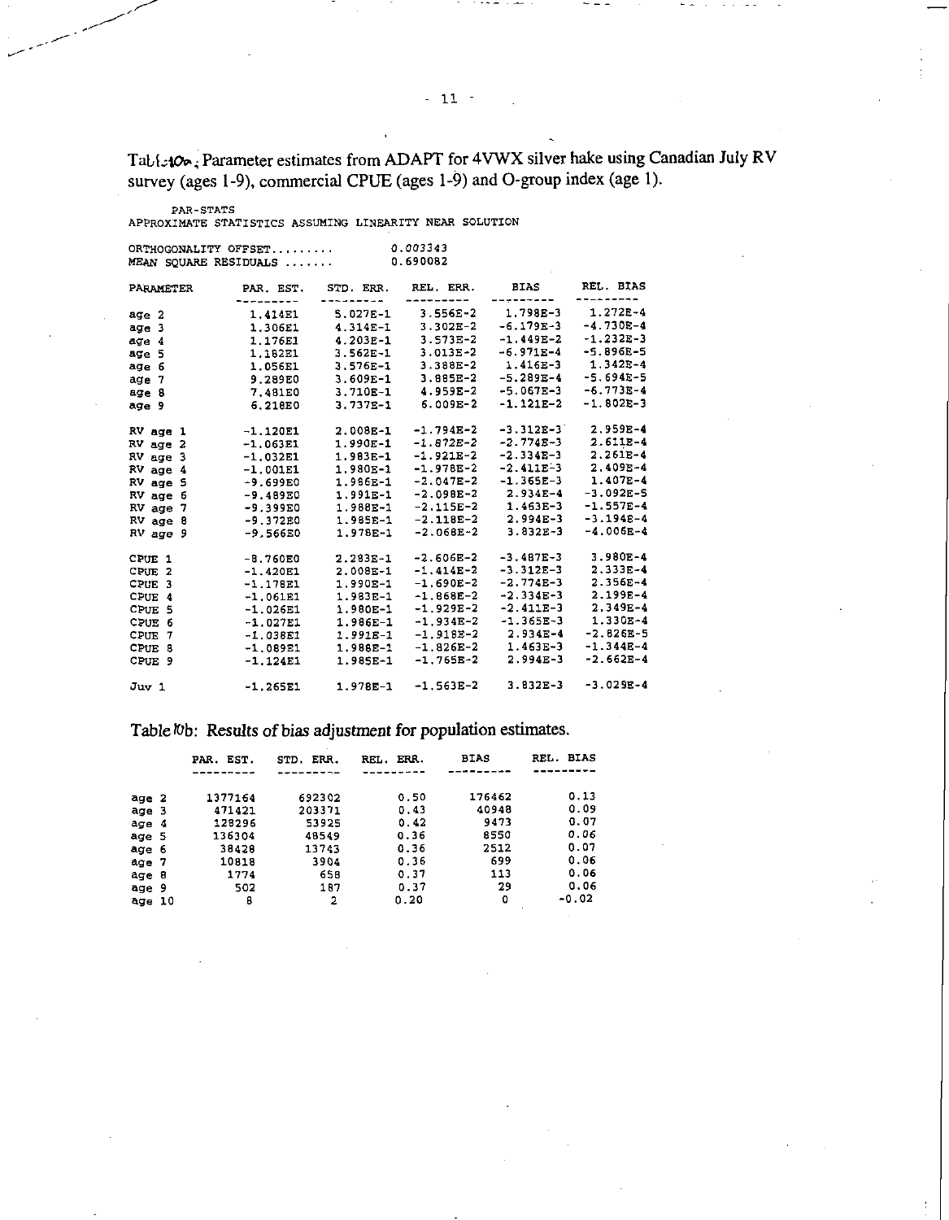Table 10a: Parameter estimates from ADAPT for 4VWX silver hake using Canadian July RV survey (ages 1-9), commercial CPUE (ages 1-9) and O-group index (age 1).

PAR-STATS
APPROXIMATE STATISTICS ASSUMING LINEARITY NEAR SOLUTION

ORTHOGONALITY OFFSET......... 0.003343
MEAN SQUARE RESIDUALS ....... 0.690082

| PARAMETER | PAR. EST. | STD. ERR. | REL. ERR. | BIAS | REL. BIAS |
|---|---|---|---|---|---|
| age 2 | 1.414E1 | 5.027E-1 | 3.556E-2 | 1.798E-3 | 1.272E-4 |
| age 3 | 1.306E1 | 4.314E-1 | 3.302E-2 | -6.179E-3 | -4.730E-4 |
| age 4 | 1.176E1 | 4.203E-1 | 3.573E-2 | -1.449E-2 | -1.232E-3 |
| age 5 | 1.182E1 | 3.562E-1 | 3.013E-2 | -6.971E-4 | -5.896E-5 |
| age 6 | 1.056E1 | 3.576E-1 | 3.388E-2 | 1.416E-3 | 1.342E-4 |
| age 7 | 9.289E0 | 3.609E-1 | 3.885E-2 | -5.289E-4 | -5.694E-5 |
| age 8 | 7.481E0 | 3.710E-1 | 4.959E-2 | -5.067E-3 | -6.773E-4 |
| age 9 | 6.218E0 | 3.737E-1 | 6.009E-2 | -1.121E-2 | -1.802E-3 |
| RV age 1 | -1.120E1 | 2.008E-1 | -1.794E-2 | -3.312E-3 | 2.959E-4 |
| RV age 2 | -1.063E1 | 1.990E-1 | -1.872E-2 | -2.774E-3 | 2.611E-4 |
| RV age 3 | -1.032E1 | 1.983E-1 | -1.921E-2 | -2.334E-3 | 2.261E-4 |
| RV age 4 | -1.001E1 | 1.980E-1 | -1.978E-2 | -2.411E-3 | 2.409E-4 |
| RV age 5 | -9.699E0 | 1.986E-1 | -2.047E-2 | -1.365E-3 | 1.407E-4 |
| RV age 6 | -9.489E0 | 1.991E-1 | -2.098E-2 | 2.934E-4 | -3.092E-5 |
| RV age 7 | -9.399E0 | 1.988E-1 | -2.115E-2 | 1.463E-3 | -1.557E-4 |
| RV age 8 | -9.372E0 | 1.985E-1 | -2.118E-2 | 2.994E-3 | -3.194E-4 |
| RV age 9 | -9.566E0 | 1.978E-1 | -2.068E-2 | 3.832E-3 | -4.006E-4 |
| CPUE 1 | -8.760E0 | 2.283E-1 | -2.606E-2 | -3.487E-3 | 3.980E-4 |
| CPUE 2 | -1.420E1 | 2.008E-1 | -1.414E-2 | -3.312E-3 | 2.333E-4 |
| CPUE 3 | -1.178E1 | 1.990E-1 | -1.690E-2 | -2.774E-3 | 2.356E-4 |
| CPUE 4 | -1.061E1 | 1.983E-1 | -1.868E-2 | -2.334E-3 | 2.199E-4 |
| CPUE 5 | -1.026E1 | 1.980E-1 | -1.929E-2 | -2.411E-3 | 2.349E-4 |
| CPUE 6 | -1.027E1 | 1.986E-1 | -1.934E-2 | -1.365E-3 | 1.330E-4 |
| CPUE 7 | -1.038E1 | 1.991E-1 | -1.918E-2 | 2.934E-4 | -2.826E-5 |
| CPUE 8 | -1.089E1 | 1.988E-1 | -1.826E-2 | 1.463E-3 | -1.344E-4 |
| CPUE 9 | -1.124E1 | 1.985E-1 | -1.765E-2 | 2.994E-3 | -2.662E-4 |
| Juv 1 | -1.265E1 | 1.978E-1 | -1.563E-2 | 3.832E-3 | -3.029E-4 |

Table 10b: Results of bias adjustment for population estimates.

| | PAR. EST. | STD. ERR. | REL. ERR. | BIAS | REL. BIAS |
|---|---|---|---|---|---|
| age 2 | 1377164 | 692302 | 0.50 | 176462 | 0.13 |
| age 3 | 471421 | 203371 | 0.43 | 40948 | 0.09 |
| age 4 | 128296 | 53925 | 0.42 | 9473 | 0.07 |
| age 5 | 136304 | 48549 | 0.36 | 8550 | 0.06 |
| age 6 | 38428 | 13743 | 0.36 | 2512 | 0.07 |
| age 7 | 10818 | 3904 | 0.36 | 699 | 0.06 |
| age 8 | 1774 | 658 | 0.37 | 113 | 0.06 |
| age 9 | 502 | 187 | 0.37 | 29 | 0.06 |
| age 10 | 8 | 2 | 0.20 | 0 | -0.02 |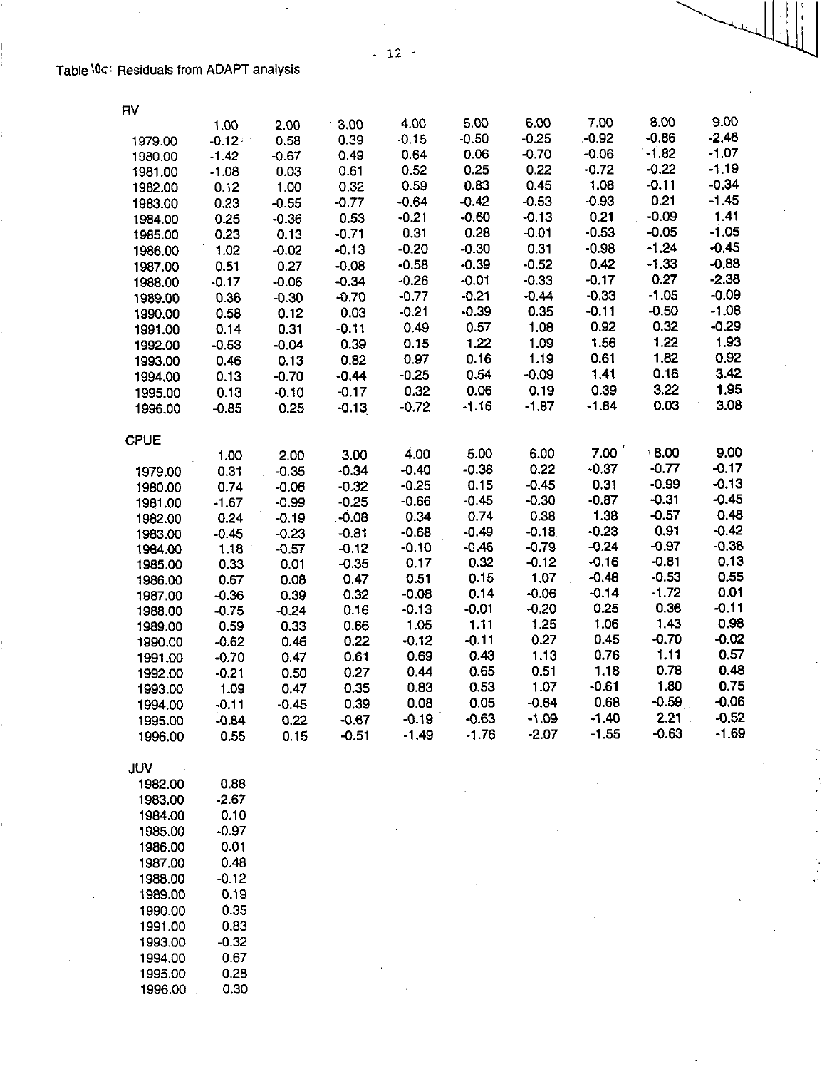Table 10c: Residuals from ADAPT analysis

RV

| | 1.00 | 2.00 | 3.00 | 4.00 | 5.00 | 6.00 | 7.00 | 8.00 | 9.00 |
|---|---|---|---|---|---|---|---|---|---|
| 1979.00 | -0.12 | 0.58 | 0.39 | -0.15 | -0.50 | -0.25 | -0.92 | -0.86 | -2.46 |
| 1980.00 | -1.42 | -0.67 | 0.49 | 0.64 | 0.06 | -0.70 | -0.06 | -1.82 | -1.07 |
| 1981.00 | -1.08 | 0.03 | 0.61 | 0.52 | 0.25 | 0.22 | -0.72 | -0.22 | -1.19 |
| 1982.00 | 0.12 | 1.00 | 0.32 | 0.59 | 0.83 | 0.45 | 1.08 | -0.11 | -0.34 |
| 1983.00 | 0.23 | -0.55 | -0.77 | -0.64 | -0.42 | -0.53 | -0.93 | 0.21 | -1.45 |
| 1984.00 | 0.25 | -0.36 | 0.53 | -0.21 | -0.60 | -0.13 | 0.21 | -0.09 | 1.41 |
| 1985.00 | 0.23 | 0.13 | -0.71 | 0.31 | 0.28 | -0.01 | -0.53 | -0.05 | -1.05 |
| 1986.00 | 1.02 | -0.02 | -0.13 | -0.20 | -0.30 | 0.31 | -0.98 | -1.24 | -0.45 |
| 1987.00 | 0.51 | 0.27 | -0.08 | -0.58 | -0.39 | -0.52 | 0.42 | -1.33 | -0.88 |
| 1988.00 | -0.17 | -0.06 | -0.34 | -0.26 | -0.01 | -0.33 | -0.17 | 0.27 | -2.38 |
| 1989.00 | 0.36 | -0.30 | -0.70 | -0.77 | -0.21 | -0.44 | -0.33 | -1.05 | -0.09 |
| 1990.00 | 0.58 | 0.12 | 0.03 | -0.21 | -0.39 | 0.35 | -0.11 | -0.50 | -1.08 |
| 1991.00 | 0.14 | 0.31 | -0.11 | 0.49 | 0.57 | 1.08 | 0.92 | 0.32 | -0.29 |
| 1992.00 | -0.53 | -0.04 | 0.39 | 0.15 | 1.22 | 1.09 | 1.56 | 1.22 | 1.93 |
| 1993.00 | 0.46 | 0.13 | 0.82 | 0.97 | 0.16 | 1.19 | 0.61 | 1.82 | 0.92 |
| 1994.00 | 0.13 | -0.70 | -0.44 | -0.25 | 0.54 | -0.09 | 1.41 | 0.16 | 3.42 |
| 1995.00 | 0.13 | -0.10 | -0.17 | 0.32 | 0.06 | 0.19 | 0.39 | 3.22 | 1.95 |
| 1996.00 | -0.85 | 0.25 | -0.13 | -0.72 | -1.16 | -1.87 | -1.84 | 0.03 | 3.08 |

CPUE

| | 1.00 | 2.00 | 3.00 | 4.00 | 5.00 | 6.00 | 7.00 | 8.00 | 9.00 |
|---|---|---|---|---|---|---|---|---|---|
| 1979.00 | 0.31 | -0.35 | -0.34 | -0.40 | -0.38 | 0.22 | -0.37 | -0.77 | -0.17 |
| 1980.00 | 0.74 | -0.06 | -0.32 | -0.25 | 0.15 | -0.45 | 0.31 | -0.99 | -0.13 |
| 1981.00 | -1.67 | -0.99 | -0.25 | -0.66 | -0.45 | -0.30 | -0.87 | -0.31 | -0.45 |
| 1982.00 | 0.24 | -0.19 | -0.08 | 0.34 | 0.74 | 0.38 | 1.38 | -0.57 | 0.48 |
| 1983.00 | -0.45 | -0.23 | -0.81 | -0.68 | -0.49 | -0.18 | -0.23 | 0.91 | -0.42 |
| 1984.00 | 1.18 | -0.57 | -0.12 | -0.10 | -0.46 | -0.79 | -0.24 | -0.97 | -0.38 |
| 1985.00 | 0.33 | 0.01 | -0.35 | 0.17 | 0.32 | -0.12 | -0.16 | -0.81 | 0.13 |
| 1986.00 | 0.67 | 0.08 | 0.47 | 0.51 | 0.15 | 1.07 | -0.48 | -0.53 | 0.55 |
| 1987.00 | -0.36 | 0.39 | 0.32 | -0.08 | 0.14 | -0.06 | -0.14 | -1.72 | 0.01 |
| 1988.00 | -0.75 | -0.24 | 0.16 | -0.13 | -0.01 | -0.20 | 0.25 | 0.36 | -0.11 |
| 1989.00 | 0.59 | 0.33 | 0.66 | 1.05 | 1.11 | 1.25 | 1.06 | 1.43 | 0.98 |
| 1990.00 | -0.62 | 0.46 | 0.22 | -0.12 | -0.11 | 0.27 | 0.45 | -0.70 | -0.02 |
| 1991.00 | -0.70 | 0.47 | 0.61 | 0.69 | 0.43 | 1.13 | 0.76 | 1.11 | 0.57 |
| 1992.00 | -0.21 | 0.50 | 0.27 | 0.44 | 0.65 | 0.51 | 1.18 | 0.78 | 0.48 |
| 1993.00 | 1.09 | 0.47 | 0.35 | 0.83 | 0.53 | 1.07 | -0.61 | 1.80 | 0.75 |
| 1994.00 | -0.11 | -0.45 | 0.39 | 0.08 | 0.05 | -0.64 | 0.68 | -0.59 | -0.06 |
| 1995.00 | -0.84 | 0.22 | -0.67 | -0.19 | -0.63 | -1.09 | -1.40 | 2.21 | -0.52 |
| 1996.00 | 0.55 | 0.15 | -0.51 | -1.49 | -1.76 | -2.07 | -1.55 | -0.63 | -1.69 |

JUV

| | |
|---|---|
| 1982.00 | 0.88 |
| 1983.00 | -2.67 |
| 1984.00 | 0.10 |
| 1985.00 | -0.97 |
| 1986.00 | 0.01 |
| 1987.00 | 0.48 |
| 1988.00 | -0.12 |
| 1989.00 | 0.19 |
| 1990.00 | 0.35 |
| 1991.00 | 0.83 |
| 1993.00 | -0.32 |
| 1994.00 | 0.67 |
| 1995.00 | 0.28 |
| 1996.00 | 0.30 |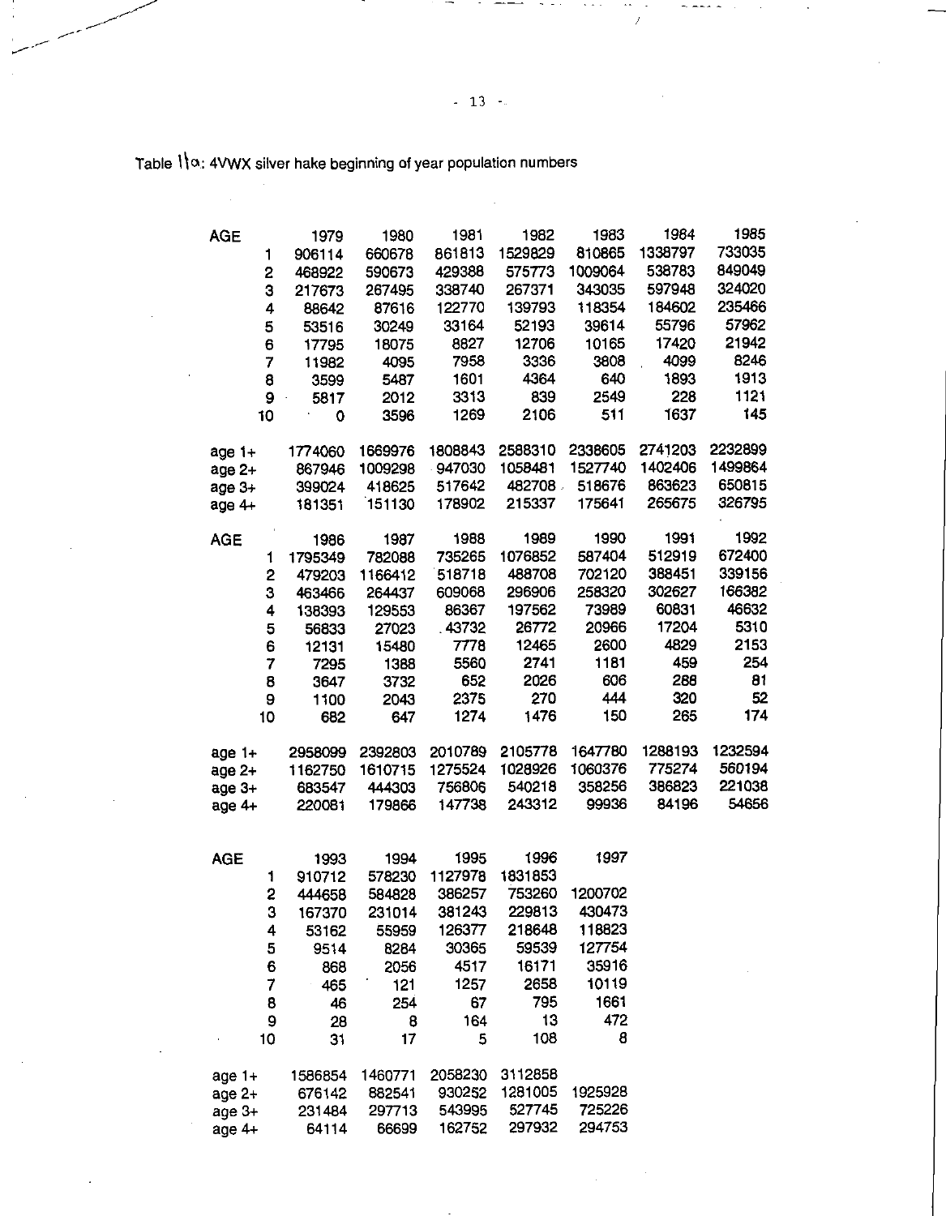Table 11a: 4VWX silver hake beginning of year population numbers

| AGE | 1979 | 1980 | 1981 | 1982 | 1983 | 1984 | 1985 |
|---|---|---|---|---|---|---|---|
| 1 | 906114 | 660678 | 861813 | 1529829 | 810865 | 1338797 | 733035 |
| 2 | 468922 | 590673 | 429388 | 575773 | 1009064 | 538783 | 849049 |
| 3 | 217673 | 267495 | 338740 | 267371 | 343035 | 597948 | 324020 |
| 4 | 88642 | 87616 | 122770 | 139793 | 118354 | 184602 | 235466 |
| 5 | 53516 | 30249 | 33164 | 52193 | 39614 | 55796 | 57962 |
| 6 | 17795 | 18075 | 8827 | 12706 | 10165 | 17420 | 21942 |
| 7 | 11982 | 4095 | 7958 | 3336 | 3808 | 4099 | 8246 |
| 8 | 3599 | 5487 | 1601 | 4364 | 640 | 1893 | 1913 |
| 9 | 5817 | 2012 | 3313 | 839 | 2549 | 228 | 1121 |
| 10 | 0 | 3596 | 1269 | 2106 | 511 | 1637 | 145 |
| age 1+ | 1774060 | 1669976 | 1808843 | 2588310 | 2338605 | 2741203 | 2232899 |
| age 2+ | 867946 | 1009298 | 947030 | 1058481 | 1527740 | 1402406 | 1499864 |
| age 3+ | 399024 | 418625 | 517642 | 482708 | 518676 | 863623 | 650815 |
| age 4+ | 181351 | 151130 | 178902 | 215337 | 175641 | 265675 | 326795 |

| AGE | 1986 | 1987 | 1988 | 1989 | 1990 | 1991 | 1992 |
|---|---|---|---|---|---|---|---|
| 1 | 1795349 | 782088 | 735265 | 1076852 | 587404 | 512919 | 672400 |
| 2 | 479203 | 1166412 | 518718 | 488708 | 702120 | 388451 | 339156 |
| 3 | 463466 | 264437 | 609068 | 296906 | 258320 | 302627 | 166382 |
| 4 | 138393 | 129553 | 86367 | 197562 | 73989 | 60831 | 46632 |
| 5 | 56833 | 27023 | 43732 | 26772 | 20966 | 17204 | 5310 |
| 6 | 12131 | 15480 | 7778 | 12465 | 2600 | 4829 | 2153 |
| 7 | 7295 | 1388 | 5560 | 2741 | 1181 | 459 | 254 |
| 8 | 3647 | 3732 | 652 | 2026 | 606 | 288 | 81 |
| 9 | 1100 | 2043 | 2375 | 270 | 444 | 320 | 52 |
| 10 | 682 | 647 | 1274 | 1476 | 150 | 265 | 174 |
| age 1+ | 2958099 | 2392803 | 2010789 | 2105778 | 1647780 | 1288193 | 1232594 |
| age 2+ | 1162750 | 1610715 | 1275524 | 1028926 | 1060376 | 775274 | 560194 |
| age 3+ | 683547 | 444303 | 756806 | 540218 | 358256 | 386823 | 221038 |
| age 4+ | 220081 | 179866 | 147738 | 243312 | 99936 | 84196 | 54656 |

| AGE | 1993 | 1994 | 1995 | 1996 | 1997 |
|---|---|---|---|---|---|
| 1 | 910712 | 578230 | 1127978 | 1831853 | |
| 2 | 444658 | 584828 | 386257 | 753260 | 1200702 |
| 3 | 167370 | 231014 | 381243 | 229813 | 430473 |
| 4 | 53162 | 55959 | 126377 | 218648 | 118823 |
| 5 | 9514 | 8284 | 30365 | 59539 | 127754 |
| 6 | 868 | 2056 | 4517 | 16171 | 35916 |
| 7 | 465 | 121 | 1257 | 2658 | 10119 |
| 8 | 46 | 254 | 67 | 795 | 1661 |
| 9 | 28 | 8 | 164 | 13 | 472 |
| 10 | 31 | 17 | 5 | 108 | 8 |
| age 1+ | 1586854 | 1460771 | 2058230 | 3112858 | |
| age 2+ | 676142 | 882541 | 930252 | 1281005 | 1925928 |
| age 3+ | 231484 | 297713 | 543995 | 527745 | 725226 |
| age 4+ | 64114 | 66699 | 162752 | 297932 | 294753 |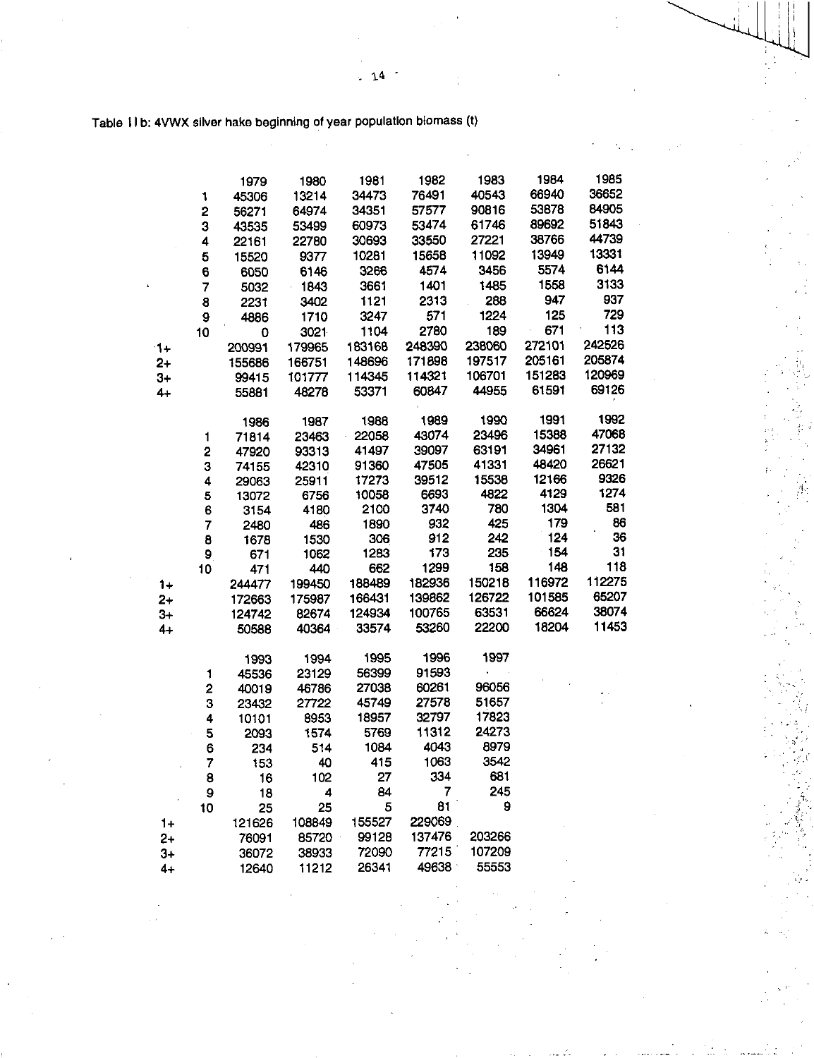Table 11b: 4VWX silver hake beginning of year population biomass (t)

| | 1979 | 1980 | 1981 | 1982 | 1983 | 1984 | 1985 |
|---|---|---|---|---|---|---|---|
| 1 | 45306 | 13214 | 34473 | 76491 | 40543 | 66940 | 36652 |
| 2 | 56271 | 64974 | 34351 | 57577 | 90816 | 53878 | 84905 |
| 3 | 43535 | 53499 | 60973 | 53474 | 61746 | 89692 | 51843 |
| 4 | 22161 | 22780 | 30693 | 33550 | 27221 | 38766 | 44739 |
| 5 | 15520 | 9377 | 10281 | 15658 | 11092 | 13949 | 13331 |
| 6 | 6050 | 6146 | 3266 | 4574 | 3456 | 5574 | 6144 |
| 7 | 5032 | 1843 | 3661 | 1401 | 1485 | 1558 | 3133 |
| 8 | 2231 | 3402 | 1121 | 2313 | 288 | 947 | 937 |
| 9 | 4886 | 1710 | 3247 | 571 | 1224 | 125 | 729 |
| 10 | 0 | 3021 | 1104 | 2780 | 189 | 671 | 113 |
| 1+ | 200991 | 179965 | 183168 | 248390 | 238060 | 272101 | 242526 |
| 2+ | 155686 | 166751 | 148696 | 171898 | 197517 | 205161 | 205874 |
| 3+ | 99415 | 101777 | 114345 | 114321 | 106701 | 151283 | 120969 |
| 4+ | 55881 | 48278 | 53371 | 60847 | 44955 | 61591 | 69126 |

| | 1986 | 1987 | 1988 | 1989 | 1990 | 1991 | 1992 |
|---|---|---|---|---|---|---|---|
| 1 | 71814 | 23463 | 22058 | 43074 | 23496 | 15388 | 47068 |
| 2 | 47920 | 93313 | 41497 | 39097 | 63191 | 34961 | 27132 |
| 3 | 74155 | 42310 | 91360 | 47505 | 41331 | 48420 | 26621 |
| 4 | 29063 | 25911 | 17273 | 39512 | 15538 | 12166 | 9326 |
| 5 | 13072 | 6756 | 10058 | 6693 | 4822 | 4129 | 1274 |
| 6 | 3154 | 4180 | 2100 | 3740 | 780 | 1304 | 581 |
| 7 | 2480 | 486 | 1890 | 932 | 425 | 179 | 86 |
| 8 | 1678 | 1530 | 306 | 912 | 242 | 124 | 36 |
| 9 | 671 | 1062 | 1283 | 173 | 235 | 154 | 31 |
| 10 | 471 | 440 | 662 | 1299 | 158 | 148 | 118 |
| 1+ | 244477 | 199450 | 188489 | 182936 | 150218 | 116972 | 112275 |
| 2+ | 172663 | 175987 | 166431 | 139862 | 126722 | 101585 | 65207 |
| 3+ | 124742 | 82674 | 124934 | 100765 | 63531 | 66624 | 38074 |
| 4+ | 50588 | 40364 | 33574 | 53260 | 22200 | 18204 | 11453 |

| | 1993 | 1994 | 1995 | 1996 | 1997 |
|---|---|---|---|---|---|
| 1 | 45536 | 23129 | 56399 | 91593 | . |
| 2 | 40019 | 46786 | 27038 | 60261 | 96056 |
| 3 | 23432 | 27722 | 45749 | 27578 | 51657 |
| 4 | 10101 | 8953 | 18957 | 32797 | 17823 |
| 5 | 2093 | 1574 | 5769 | 11312 | 24273 |
| 6 | 234 | 514 | 1084 | 4043 | 8979 |
| 7 | 153 | 40 | 415 | 1063 | 3542 |
| 8 | 16 | 102 | 27 | 334 | 681 |
| 9 | 18 | 4 | 84 | 7 | 245 |
| 10 | 25 | 25 | 5 | 81 | 9 |
| 1+ | 121626 | 108849 | 155527 | 229069 | |
| 2+ | 76091 | 85720 | 99128 | 137476 | 203266 |
| 3+ | 36072 | 38933 | 72090 | 77215 | 107209 |
| 4+ | 12640 | 11212 | 26341 | 49638 | 55553 |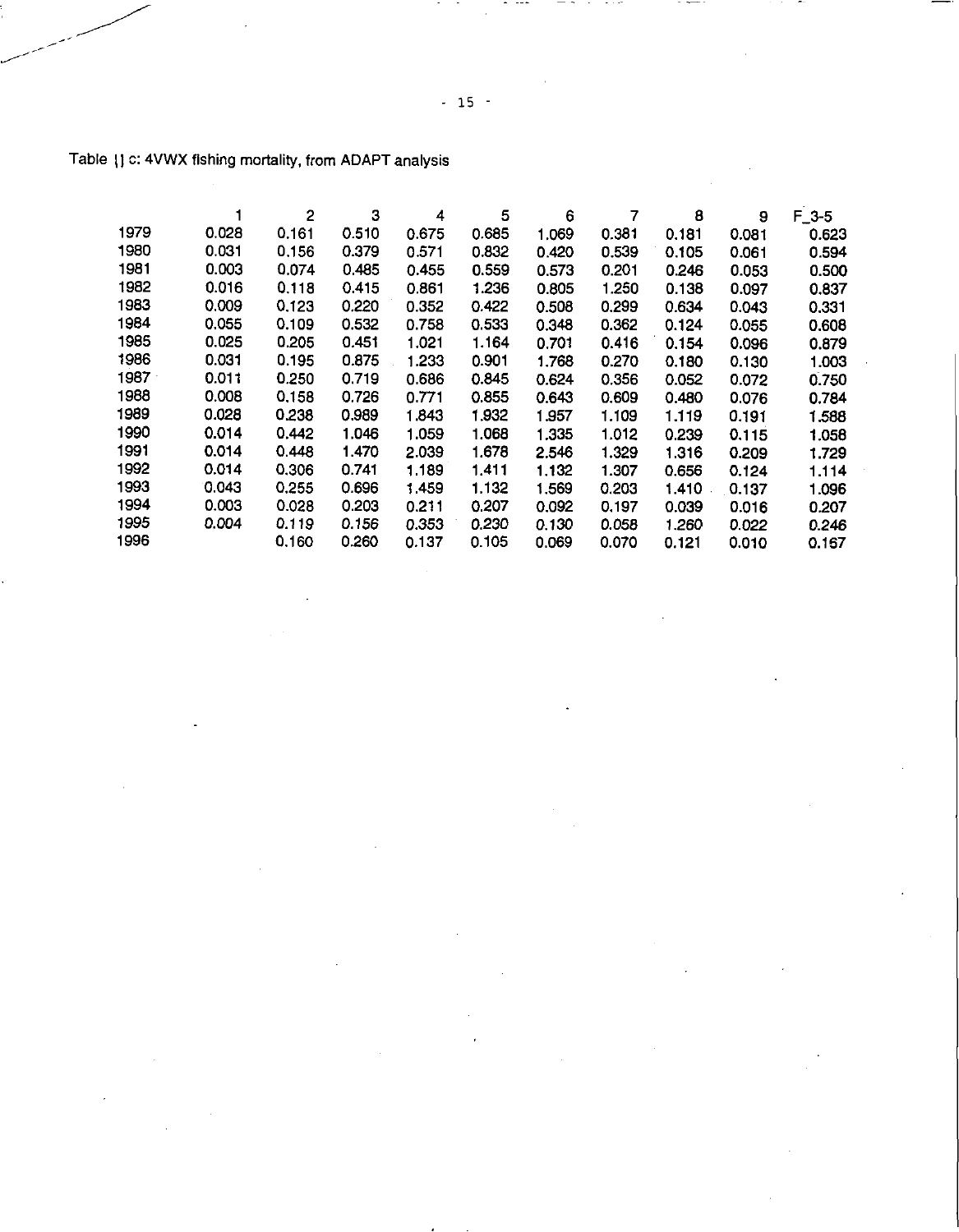Table 1) c: 4VWX fishing mortality, from ADAPT analysis

| | 1 | 2 | 3 | 4 | 5 | 6 | 7 | 8 | 9 | F_3-5 |
|---|---|---|---|---|---|---|---|---|---|---|
| 1979 | 0.028 | 0.161 | 0.510 | 0.675 | 0.685 | 1.069 | 0.381 | 0.181 | 0.081 | 0.623 |
| 1980 | 0.031 | 0.156 | 0.379 | 0.571 | 0.832 | 0.420 | 0.539 | 0.105 | 0.061 | 0.594 |
| 1981 | 0.003 | 0.074 | 0.485 | 0.455 | 0.559 | 0.573 | 0.201 | 0.246 | 0.053 | 0.500 |
| 1982 | 0.016 | 0.118 | 0.415 | 0.861 | 1.236 | 0.805 | 1.250 | 0.138 | 0.097 | 0.837 |
| 1983 | 0.009 | 0.123 | 0.220 | 0.352 | 0.422 | 0.508 | 0.299 | 0.634 | 0.043 | 0.331 |
| 1984 | 0.055 | 0.109 | 0.532 | 0.758 | 0.533 | 0.348 | 0.362 | 0.124 | 0.055 | 0.608 |
| 1985 | 0.025 | 0.205 | 0.451 | 1.021 | 1.164 | 0.701 | 0.416 | 0.154 | 0.096 | 0.879 |
| 1986 | 0.031 | 0.195 | 0.875 | 1.233 | 0.901 | 1.768 | 0.270 | 0.180 | 0.130 | 1.003 |
| 1987 | 0.011 | 0.250 | 0.719 | 0.686 | 0.845 | 0.624 | 0.356 | 0.052 | 0.072 | 0.750 |
| 1988 | 0.008 | 0.158 | 0.726 | 0.771 | 0.855 | 0.643 | 0.609 | 0.480 | 0.076 | 0.784 |
| 1989 | 0.028 | 0.238 | 0.989 | 1.843 | 1.932 | 1.957 | 1.109 | 1.119 | 0.191 | 1.588 |
| 1990 | 0.014 | 0.442 | 1.046 | 1.059 | 1.068 | 1.335 | 1.012 | 0.239 | 0.115 | 1.058 |
| 1991 | 0.014 | 0.448 | 1.470 | 2.039 | 1.678 | 2.546 | 1.329 | 1.316 | 0.209 | 1.729 |
| 1992 | 0.014 | 0.306 | 0.741 | 1.189 | 1.411 | 1.132 | 1.307 | 0.656 | 0.124 | 1.114 |
| 1993 | 0.043 | 0.255 | 0.696 | 1.459 | 1.132 | 1.569 | 0.203 | 1.410 | 0.137 | 1.096 |
| 1994 | 0.003 | 0.028 | 0.203 | 0.211 | 0.207 | 0.092 | 0.197 | 0.039 | 0.016 | 0.207 |
| 1995 | 0.004 | 0.119 | 0.156 | 0.353 | 0.230 | 0.130 | 0.058 | 1.260 | 0.022 | 0.246 |
| 1996 | | 0.160 | 0.260 | 0.137 | 0.105 | 0.069 | 0.070 | 0.121 | 0.010 | 0.167 |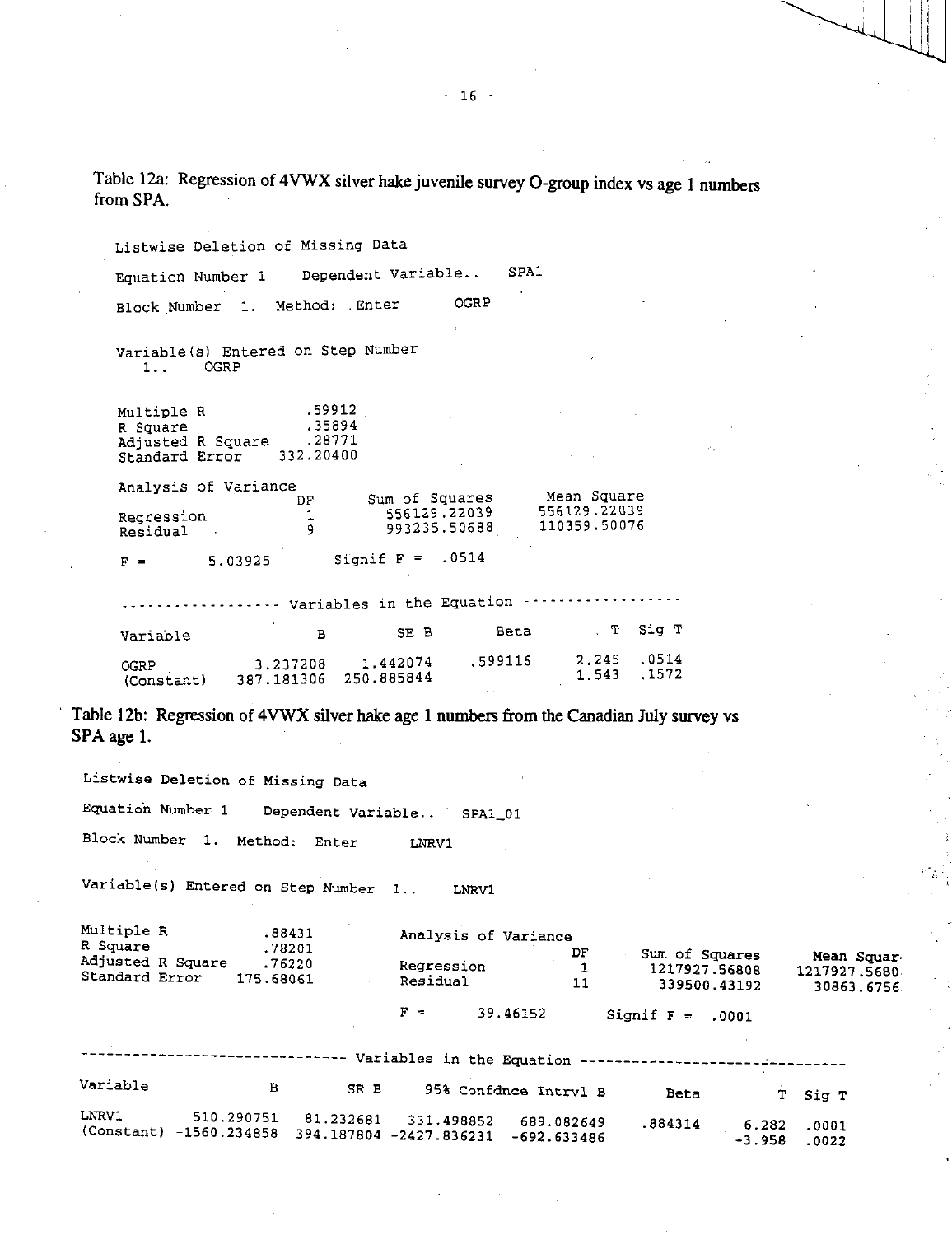Table 12a: Regression of 4VWX silver hake juvenile survey O-group index vs age 1 numbers from SPA.

```
Listwise Deletion of Missing Data

Equation Number 1    Dependent Variable..   SPA1

Block Number  1.  Method:  Enter      OGRP


Variable(s) Entered on Step Number
   1..    OGRP


Multiple R            .59912
R Square              .35894
Adjusted R Square     .28771
Standard Error     332.20400

Analysis of Variance
                    DF      Sum of Squares      Mean Square
Regression           1        556129.22039     556129.22039
Residual             9        993235.50688     110359.50076

F =       5.03925        Signif F =  .0514

------------------ Variables in the Equation ------------------

Variable              B          SE B        Beta          T  Sig T

OGRP           3.237208      1.442074     .599116      2.245  .0514
(Constant)   387.181306    250.885844                  1.543  .1572
```

Table 12b: Regression of 4VWX silver hake age 1 numbers from the Canadian July survey vs SPA age 1.

```
Listwise Deletion of Missing Data

Equation Number 1    Dependent Variable..   SPA1_01

Block Number  1.  Method:  Enter      LNRV1

Variable(s) Entered on Step Number  1..    LNRV1

Multiple R            .88431       Analysis of Variance
R Square              .78201                          DF     Sum of Squares      Mean Squar
Adjusted R Square     .76220       Regression          1      1217927.56808     1217927.5680
Standard Error     175.68061       Residual           11       339500.43192       30863.6756

                                   F =       39.46152       Signif F =  .0001

------------------------------ Variables in the Equation ------------------------------

Variable              B         SE B      95% Confdnce Intrvl B          Beta        T  Sig T

LNRV1        510.290751    81.232681    331.498852    689.082649    .884314    6.282  .0001
(Constant) -1560.234858   394.187804  -2427.836231   -692.633486              -3.958  .0022
```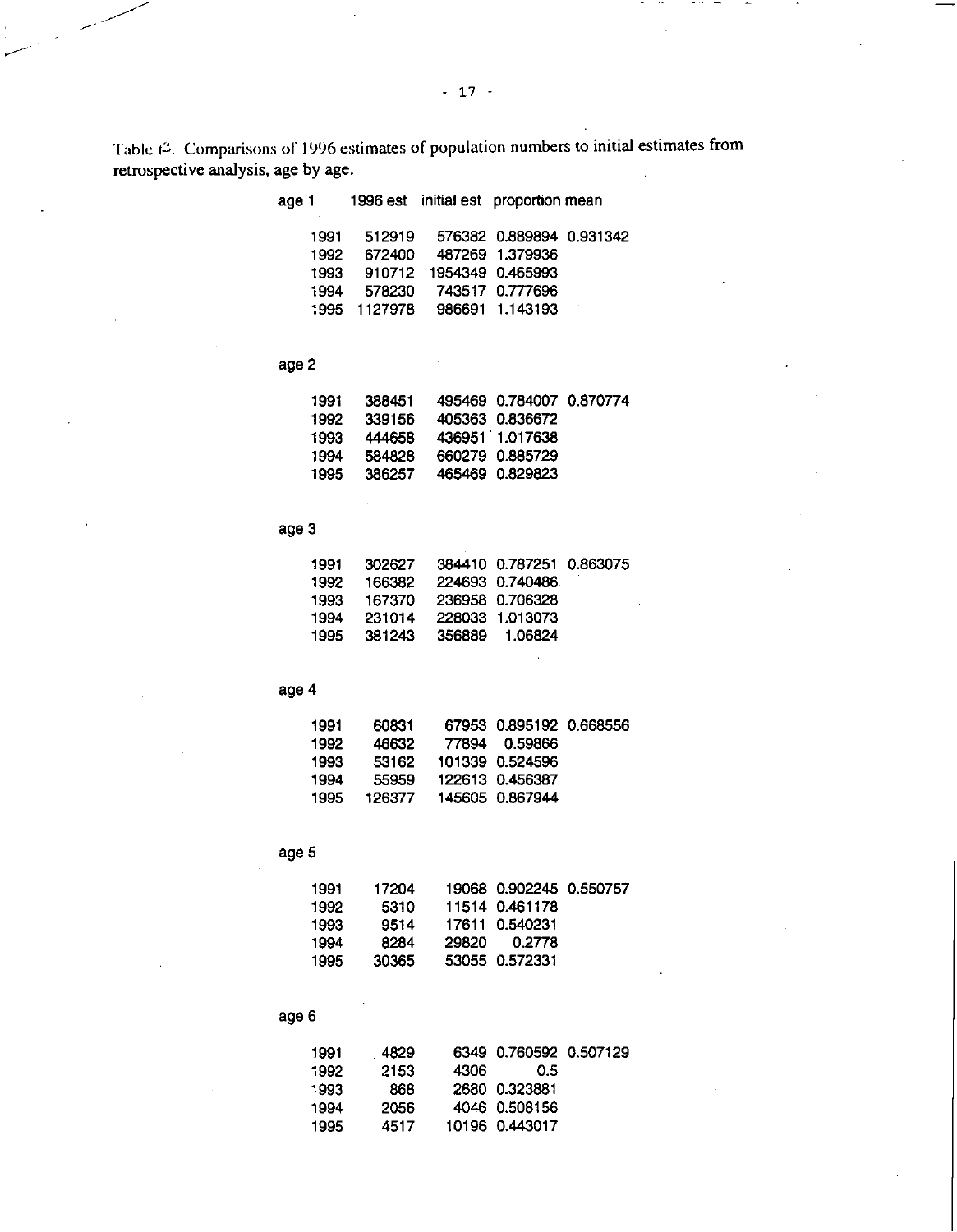Table 13. Comparisons of 1996 estimates of population numbers to initial estimates from retrospective analysis, age by age.

| age 1 | 1996 est | initial est | proportion | mean |
|---|---|---|---|---|
| 1991 | 512919 | 576382 | 0.889894 | 0.931342 |
| 1992 | 672400 | 487269 | 1.379936 | |
| 1993 | 910712 | 1954349 | 0.465993 | |
| 1994 | 578230 | 743517 | 0.777696 | |
| 1995 | 1127978 | 986691 | 1.143193 | |

| age 2 | | | | |
|---|---|---|---|---|
| 1991 | 388451 | 495469 | 0.784007 | 0.870774 |
| 1992 | 339156 | 405363 | 0.836672 | |
| 1993 | 444658 | 436951 | 1.017638 | |
| 1994 | 584828 | 660279 | 0.885729 | |
| 1995 | 386257 | 465469 | 0.829823 | |

| age 3 | | | | |
|---|---|---|---|---|
| 1991 | 302627 | 384410 | 0.787251 | 0.863075 |
| 1992 | 166382 | 224693 | 0.740486 | |
| 1993 | 167370 | 236958 | 0.706328 | |
| 1994 | 231014 | 228033 | 1.013073 | |
| 1995 | 381243 | 356889 | 1.06824 | |

| age 4 | | | | |
|---|---|---|---|---|
| 1991 | 60831 | 67953 | 0.895192 | 0.668556 |
| 1992 | 46632 | 77894 | 0.59866 | |
| 1993 | 53162 | 101339 | 0.524596 | |
| 1994 | 55959 | 122613 | 0.456387 | |
| 1995 | 126377 | 145605 | 0.867944 | |

| age 5 | | | | |
|---|---|---|---|---|
| 1991 | 17204 | 19068 | 0.902245 | 0.550757 |
| 1992 | 5310 | 11514 | 0.461178 | |
| 1993 | 9514 | 17611 | 0.540231 | |
| 1994 | 8284 | 29820 | 0.2778 | |
| 1995 | 30365 | 53055 | 0.572331 | |

| age 6 | | | | |
|---|---|---|---|---|
| 1991 | 4829 | 6349 | 0.760592 | 0.507129 |
| 1992 | 2153 | 4306 | 0.5 | |
| 1993 | 868 | 2680 | 0.323881 | |
| 1994 | 2056 | 4046 | 0.508156 | |
| 1995 | 4517 | 10196 | 0.443017 | |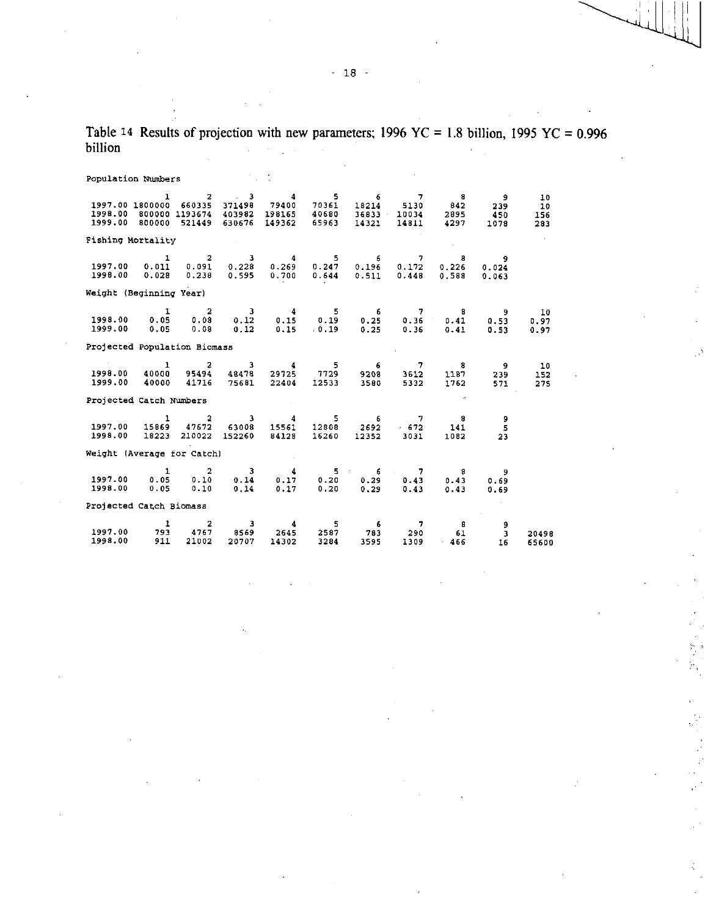Table 14 Results of projection with new parameters; 1996 YC = 1.8 billion, 1995 YC = 0.996 billion

Population Numbers

| | 1 | 2 | 3 | 4 | 5 | 6 | 7 | 8 | 9 | 10 |
|---|---|---|---|---|---|---|---|---|---|---|
| 1997.00 | 1800000 | 660335 | 371498 | 79400 | 70361 | 18214 | 5130 | 842 | 239 | 10 |
| 1998.00 | 800000 | 1193674 | 403982 | 198165 | 40680 | 36833 | 10034 | 2895 | 450 | 156 |
| 1999.00 | 800000 | 521449 | 630676 | 149362 | 65963 | 14321 | 14811 | 4297 | 1078 | 283 |

Fishing Mortality

| | 1 | 2 | 3 | 4 | 5 | 6 | 7 | 8 | 9 |
|---|---|---|---|---|---|---|---|---|---|
| 1997.00 | 0.011 | 0.091 | 0.228 | 0.269 | 0.247 | 0.196 | 0.172 | 0.226 | 0.024 |
| 1998.00 | 0.028 | 0.238 | 0.595 | 0.700 | 0.644 | 0.511 | 0.448 | 0.588 | 0.063 |

Weight (Beginning Year)

| | 1 | 2 | 3 | 4 | 5 | 6 | 7 | 8 | 9 | 10 |
|---|---|---|---|---|---|---|---|---|---|---|
| 1998.00 | 0.05 | 0.08 | 0.12 | 0.15 | 0.19 | 0.25 | 0.36 | 0.41 | 0.53 | 0.97 |
| 1999.00 | 0.05 | 0.08 | 0.12 | 0.15 | 0.19 | 0.25 | 0.36 | 0.41 | 0.53 | 0.97 |

Projected Population Biomass

| | 1 | 2 | 3 | 4 | 5 | 6 | 7 | 8 | 9 | 10 |
|---|---|---|---|---|---|---|---|---|---|---|
| 1998.00 | 40000 | 95494 | 48478 | 29725 | 7729 | 9208 | 3612 | 1187 | 239 | 152 |
| 1999.00 | 40000 | 41716 | 75681 | 22404 | 12533 | 3580 | 5332 | 1762 | 571 | 275 |

Projected Catch Numbers

| | 1 | 2 | 3 | 4 | 5 | 6 | 7 | 8 | 9 |
|---|---|---|---|---|---|---|---|---|---|
| 1997.00 | 15869 | 47672 | 63008 | 15561 | 12808 | 2692 | 672 | 141 | 5 |
| 1998.00 | 18223 | 210022 | 152260 | 84128 | 16260 | 12352 | 3031 | 1082 | 23 |

Weight (Average for Catch)

| | 1 | 2 | 3 | 4 | 5 | 6 | 7 | 8 | 9 |
|---|---|---|---|---|---|---|---|---|---|
| 1997.00 | 0.05 | 0.10 | 0.14 | 0.17 | 0.20 | 0.29 | 0.43 | 0.43 | 0.69 |
| 1998.00 | 0.05 | 0.10 | 0.14 | 0.17 | 0.20 | 0.29 | 0.43 | 0.43 | 0.69 |

Projected Catch Biomass

| | 1 | 2 | 3 | 4 | 5 | 6 | 7 | 8 | 9 | |
|---|---|---|---|---|---|---|---|---|---|---|
| 1997.00 | 793 | 4767 | 8569 | 2645 | 2587 | 783 | 290 | 61 | 3 | 20498 |
| 1998.00 | 911 | 21002 | 20707 | 14302 | 3284 | 3595 | 1309 | 466 | 16 | 65600 |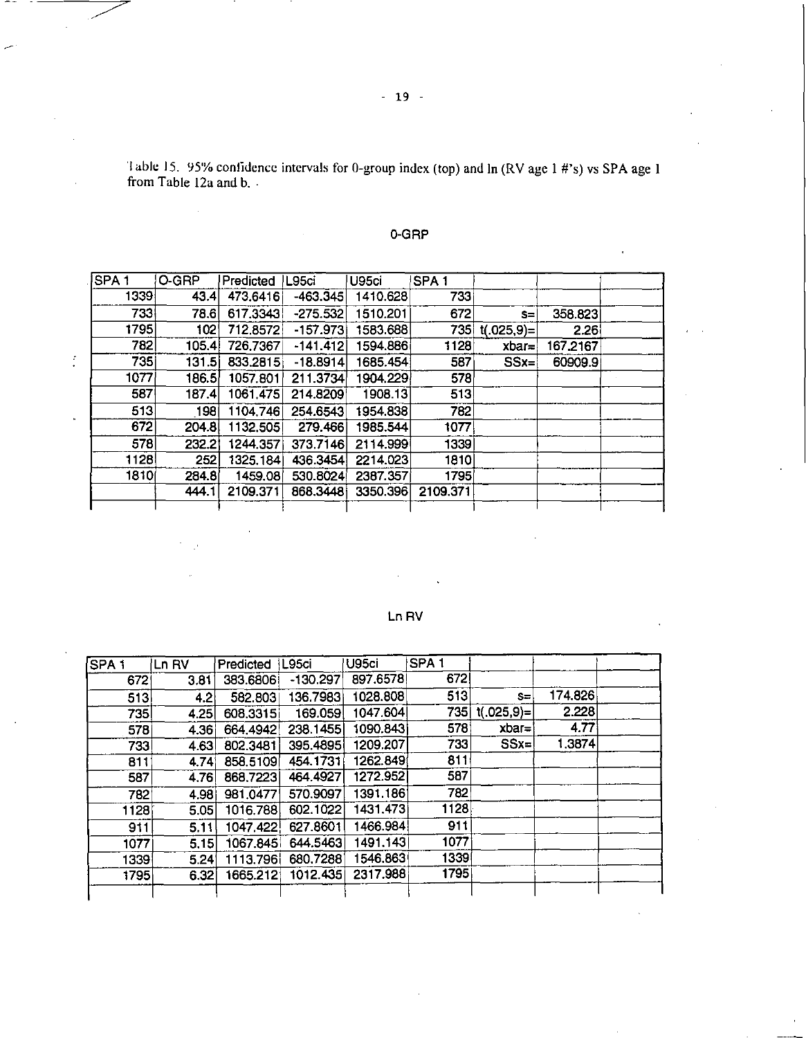Table 15. 95% confidence intervals for 0-group index (top) and ln (RV age 1 #'s) vs SPA age 1 from Table 12a and b.

## 0-GRP

| SPA 1 | O-GRP | Predicted | L95ci | U95ci | SPA 1 | | | |
|---|---|---|---|---|---|---|---|---|
| 1339 | 43.4 | 473.6416 | -463.345 | 1410.628 | 733 | | | |
| 733 | 78.6 | 617.3343 | -275.532 | 1510.201 | 672 | s= | 358.823 | |
| 1795 | 102 | 712.8572 | -157.973 | 1583.688 | 735 | t(.025,9)= | 2.26 | |
| 782 | 105.4 | 726.7367 | -141.412 | 1594.886 | 1128 | xbar= | 167.2167 | |
| 735 | 131.5 | 833.2815 | -18.8914 | 1685.454 | 587 | SSx= | 60909.9 | |
| 1077 | 186.5 | 1057.801 | 211.3734 | 1904.229 | 578 | | | |
| 587 | 187.4 | 1061.475 | 214.8209 | 1908.13 | 513 | | | |
| 513 | 198 | 1104.746 | 254.6543 | 1954.838 | 782 | | | |
| 672 | 204.8 | 1132.505 | 279.466 | 1985.544 | 1077 | | | |
| 578 | 232.2 | 1244.357 | 373.7146 | 2114.999 | 1339 | | | |
| 1128 | 252 | 1325.184 | 436.3454 | 2214.023 | 1810 | | | |
| 1810 | 284.8 | 1459.08 | 530.8024 | 2387.357 | 1795 | | | |
| | 444.1 | 2109.371 | 868.3448 | 3350.396 | 2109.371 | | | |

## Ln RV

| SPA 1 | Ln RV | Predicted | L95ci | U95ci | SPA 1 | | | |
|---|---|---|---|---|---|---|---|---|
| 672 | 3.81 | 383.6806 | -130.297 | 897.6578 | 672 | | | |
| 513 | 4.2 | 582.803 | 136.7983 | 1028.808 | 513 | s= | 174.826 | |
| 735 | 4.25 | 608.3315 | 169.059 | 1047.604 | 735 | t(.025,9)= | 2.228 | |
| 578 | 4.36 | 664.4942 | 238.1455 | 1090.843 | 578 | xbar= | 4.77 | |
| 733 | 4.63 | 802.3481 | 395.4895 | 1209.207 | 733 | SSx= | 1.3874 | |
| 811 | 4.74 | 858.5109 | 454.1731 | 1262.849 | 811 | | | |
| 587 | 4.76 | 868.7223 | 464.4927 | 1272.952 | 587 | | | |
| 782 | 4.98 | 981.0477 | 570.9097 | 1391.186 | 782 | | | |
| 1128 | 5.05 | 1016.788 | 602.1022 | 1431.473 | 1128 | | | |
| 911 | 5.11 | 1047.422 | 627.8601 | 1466.984 | 911 | | | |
| 1077 | 5.15 | 1067.845 | 644.5463 | 1491.143 | 1077 | | | |
| 1339 | 5.24 | 1113.796 | 680.7288 | 1546.863 | 1339 | | | |
| 1795 | 6.32 | 1665.212 | 1012.435 | 2317.988 | 1795 | | | |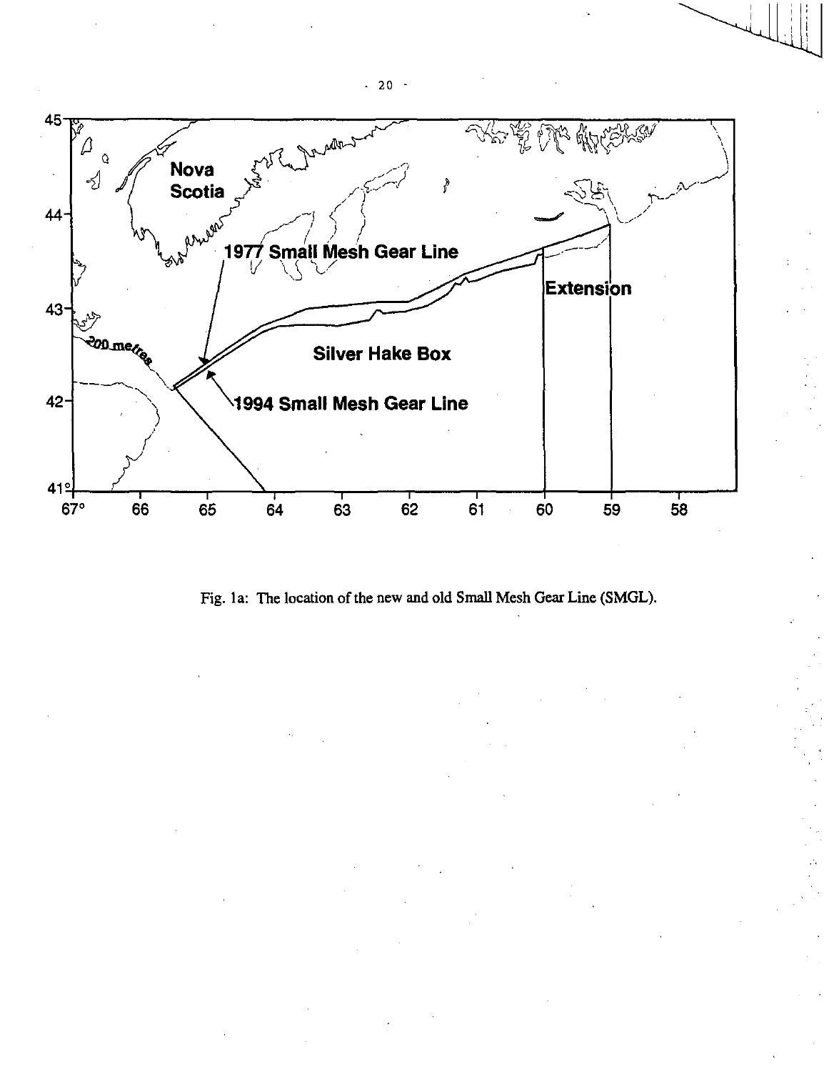Fig. 1a: The location of the new and old Small Mesh Gear Line (SMGL).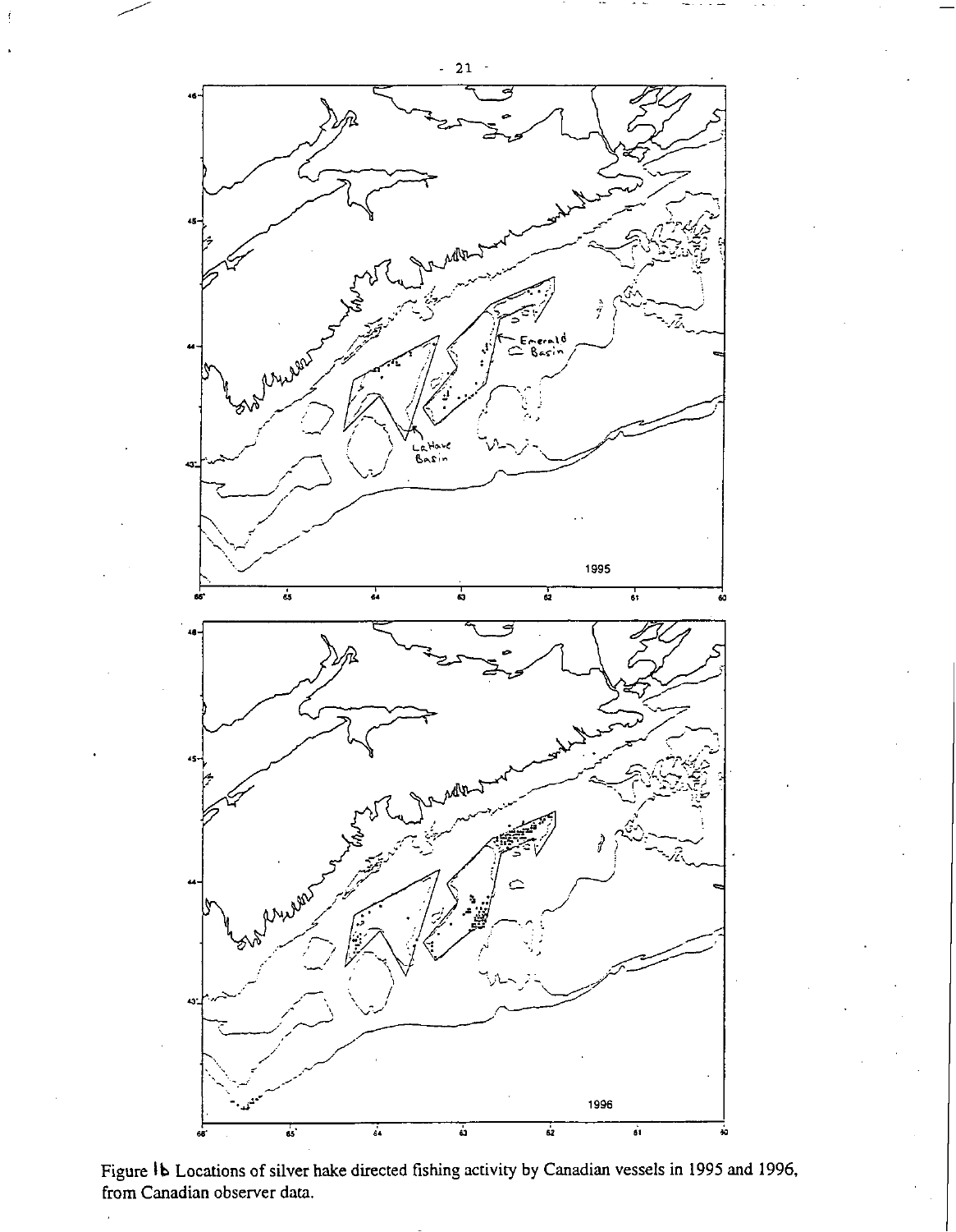Figure 1b Locations of silver hake directed fishing activity by Canadian vessels in 1995 and 1996, from Canadian observer data.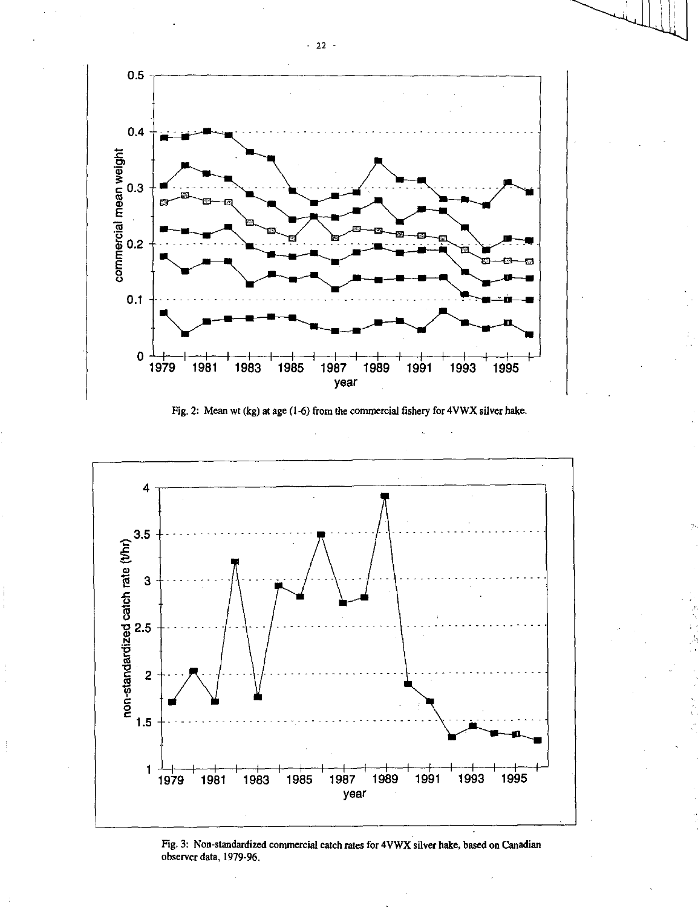Fig. 2: Mean wt (kg) at age (1-6) from the commercial fishery for 4VWX silver hake.

Fig. 3: Non-standardized commercial catch rates for 4VWX silver hake, based on Canadian observer data, 1979-96.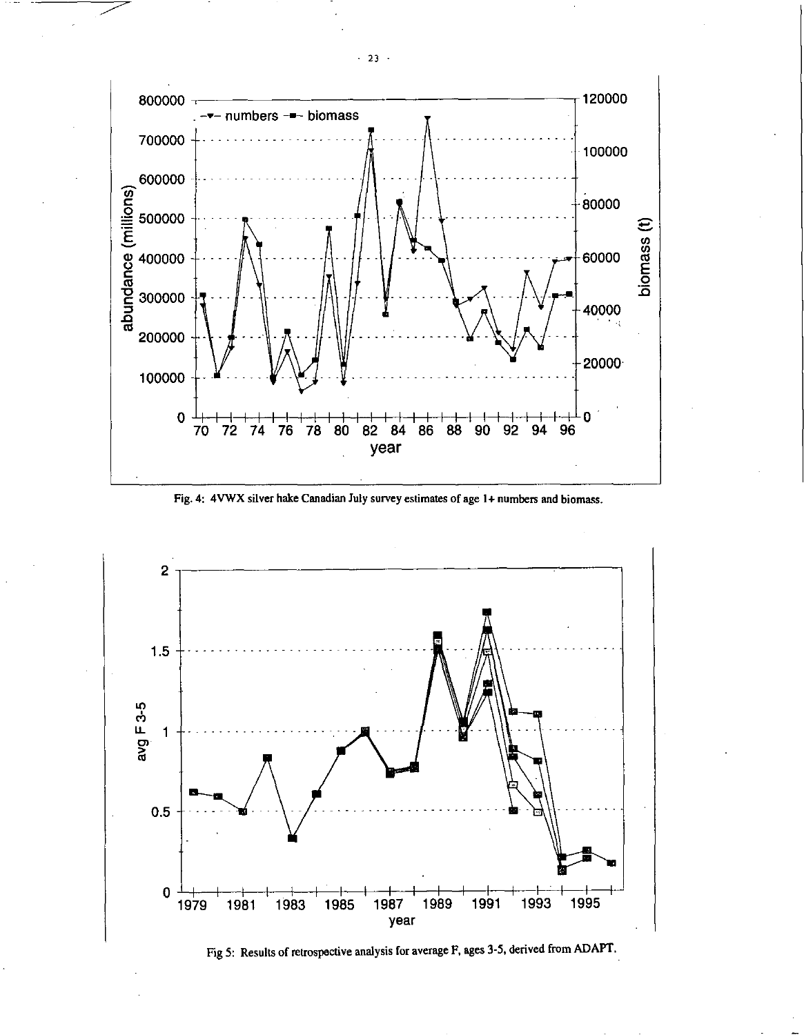Fig. 4: 4VWX silver hake Canadian July survey estimates of age 1+ numbers and biomass.

Fig 5: Results of retrospective analysis for average F, ages 3-5, derived from ADAPT.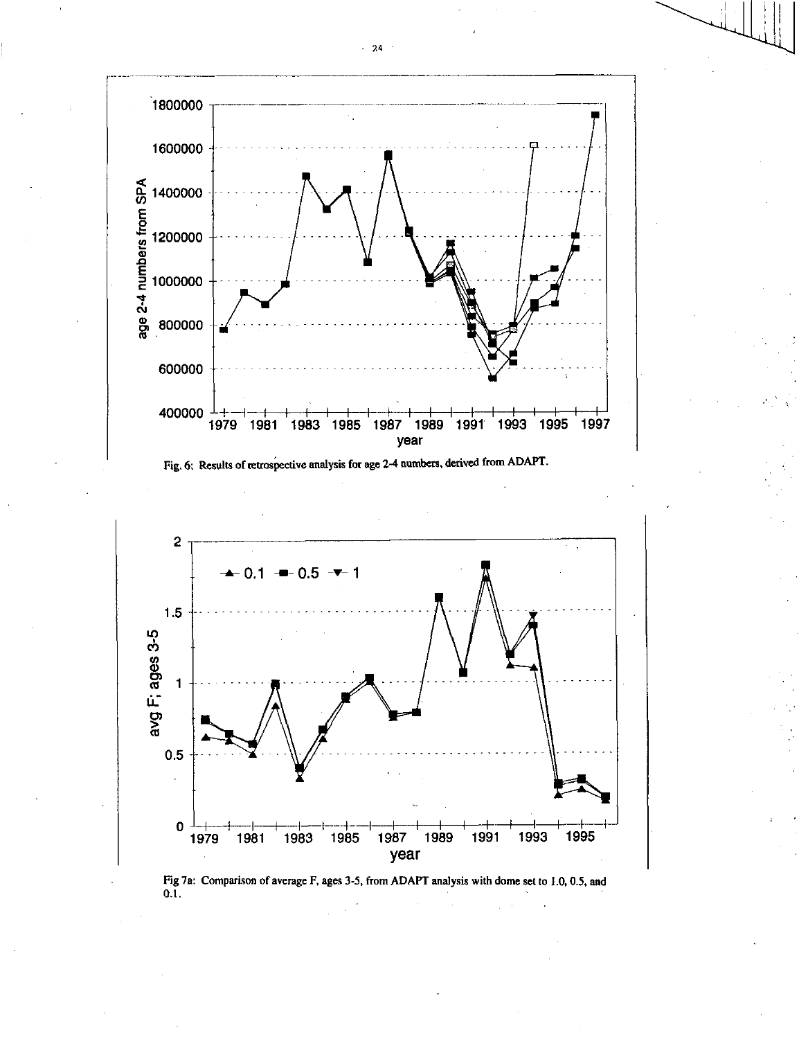Fig. 6: Results of retrospective analysis for age 2-4 numbers, derived from ADAPT.

Fig 7a: Comparison of average F, ages 3-5, from ADAPT analysis with dome set to 1.0, 0.5, and 0.1.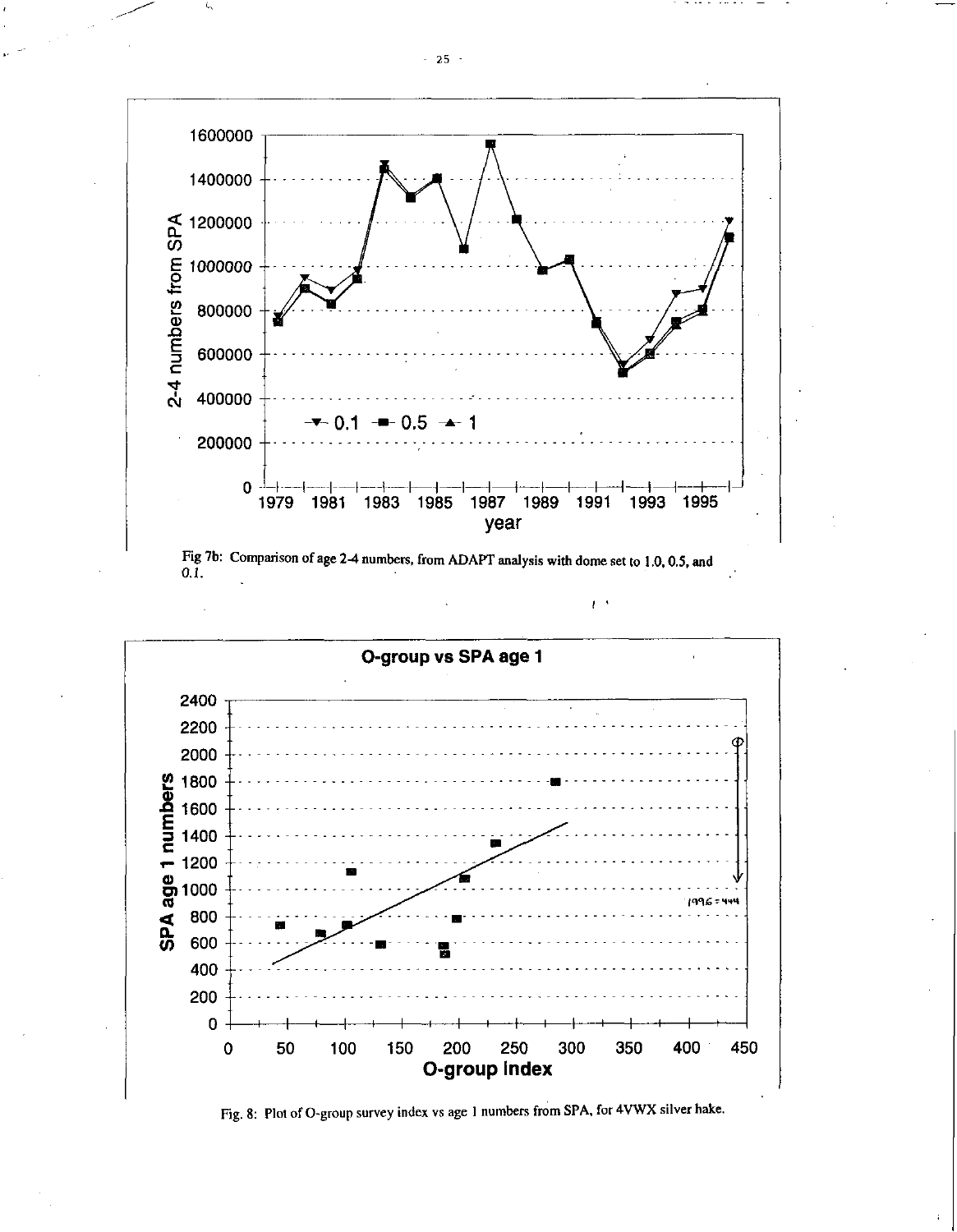Fig 7b: Comparison of age 2-4 numbers, from ADAPT analysis with dome set to 1.0, 0.5, and 0.1.

Fig. 8: Plot of O-group survey index vs age 1 numbers from SPA, for 4VWX silver hake.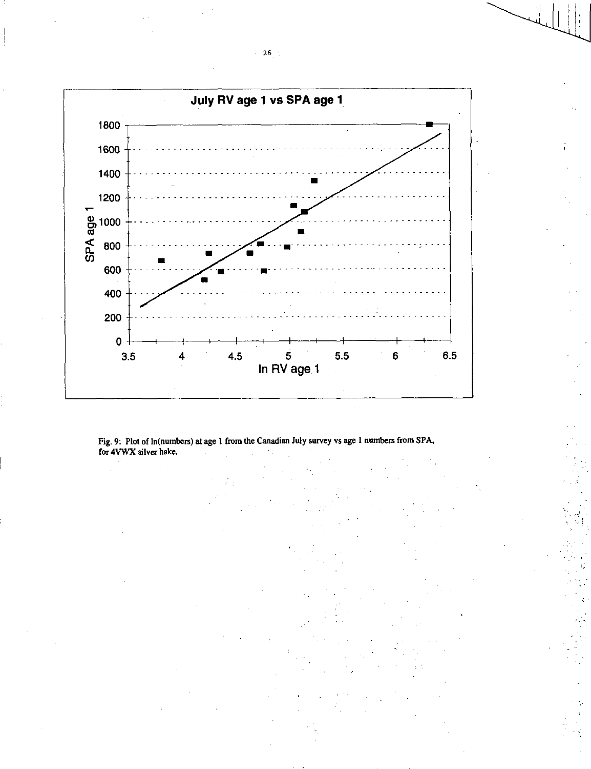Fig. 9: Plot of ln(numbers) at age 1 from the Canadian July survey vs age 1 numbers from SPA, for 4VWX silver hake.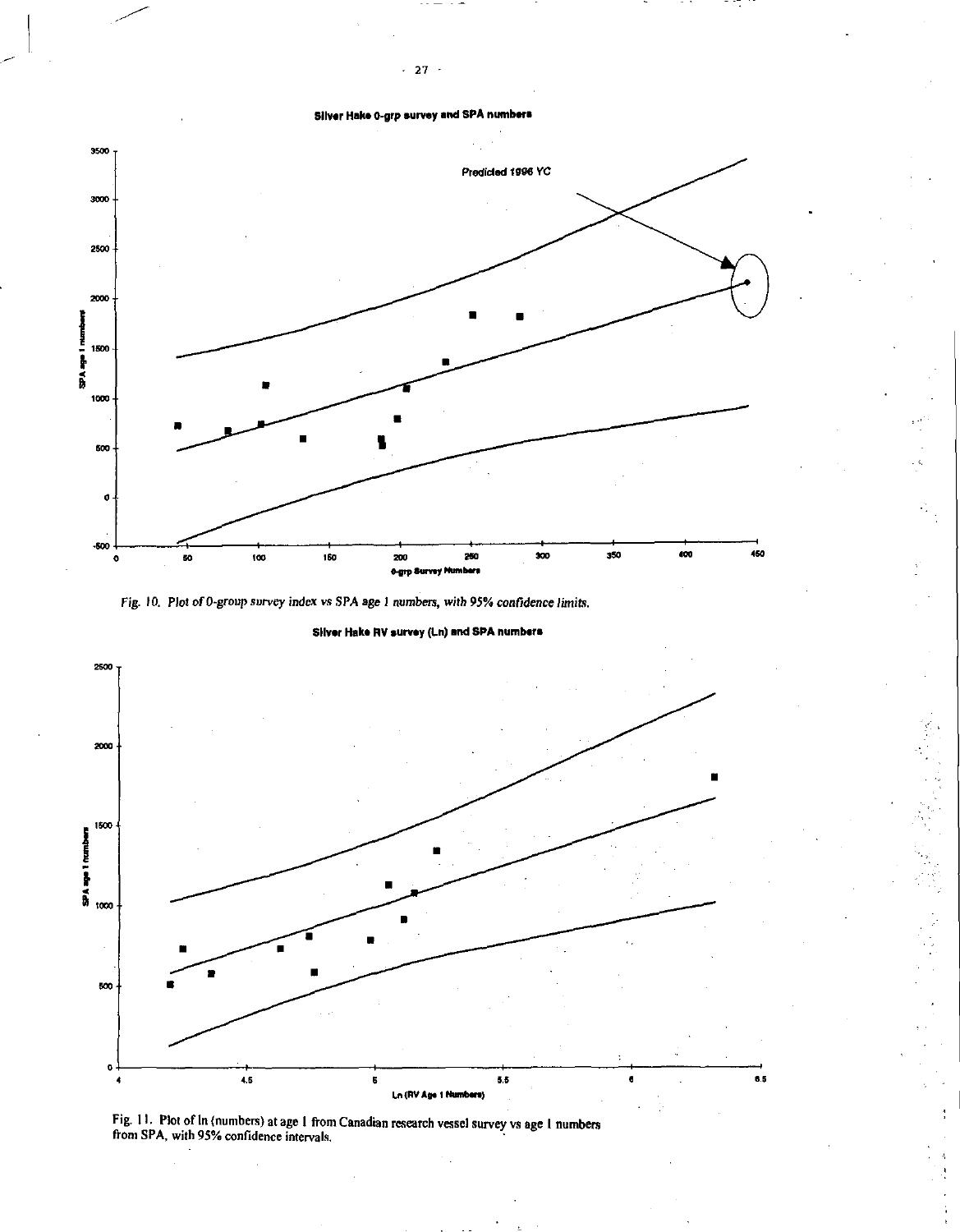Silver Hake 0-grp survey and SPA numbers

Predicted 1996 YC

SPA age 1 numbers

3500
3000
2500
2000
1500
1000
500
0
-500

0 50 100 150 200 250 300 350 400 450

0-grp Survey Numbers

*Fig. 10. Plot of 0-group survey index vs SPA age 1 numbers, with 95% confidence limits.*

Silver Hake RV survey (Ln) and SPA numbers

SPA age 1 numbers

2500
2000
1500
1000
500
0

4 4.5 5 5.5 6 6.5

Ln (RV Age 1 Numbers)

Fig. 11. Plot of ln (numbers) at age 1 from Canadian research vessel survey vs age 1 numbers from SPA, with 95% confidence intervals.